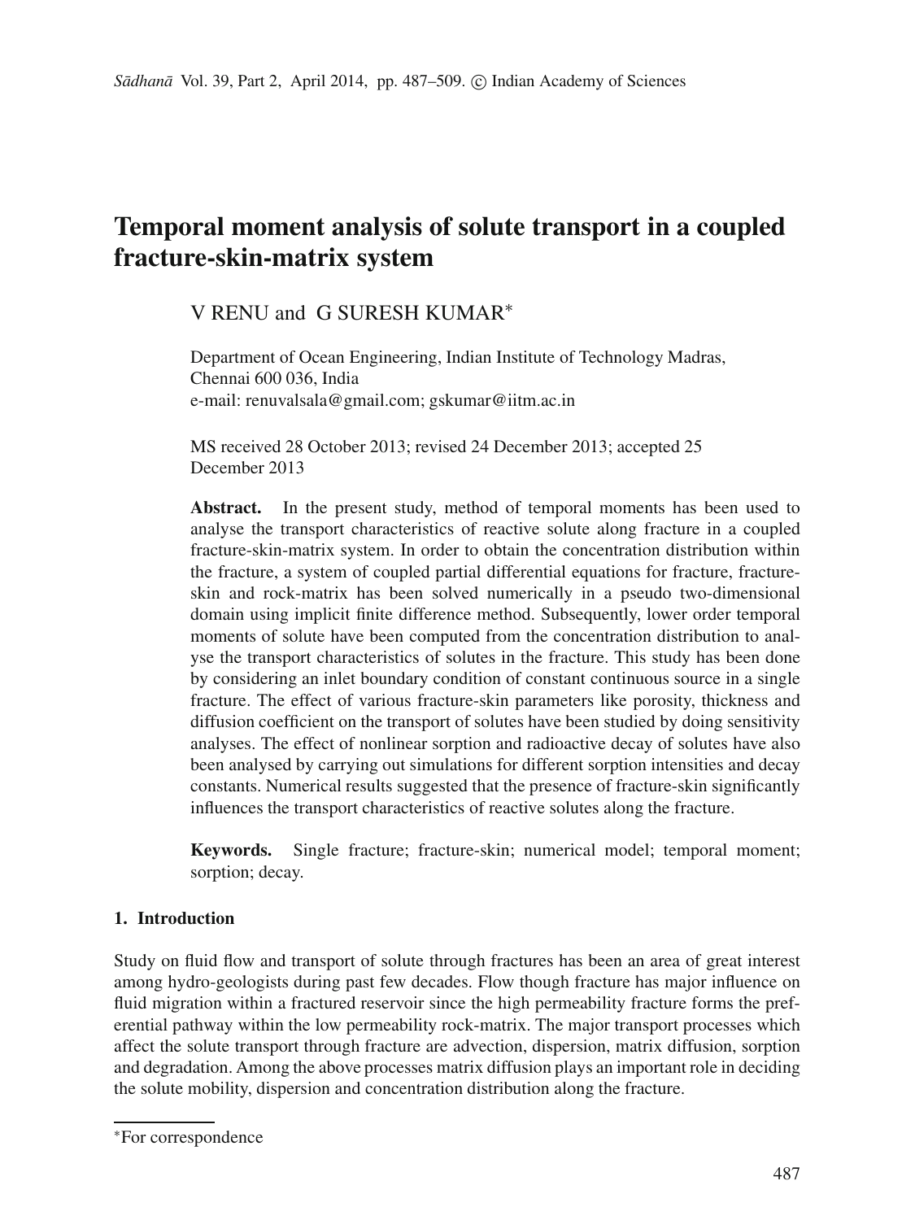# Temporal moment analysis of solute transport in a coupled fracture-skin-matrix system

V RENU and G SURESH KUMAR*

Department of Ocean Engineering, Indian Institute of Technology Madras, Chennai 600 036, India
e-mail: renuvalsala@gmail.com; gskumar@iitm.ac.in

MS received 28 October 2013; revised 24 December 2013; accepted 25 December 2013

**Abstract.** In the present study, method of temporal moments has been used to analyse the transport characteristics of reactive solute along fracture in a coupled fracture-skin-matrix system. In order to obtain the concentration distribution within the fracture, a system of coupled partial differential equations for fracture, fracture-skin and rock-matrix has been solved numerically in a pseudo two-dimensional domain using implicit finite difference method. Subsequently, lower order temporal moments of solute have been computed from the concentration distribution to analyse the transport characteristics of solutes in the fracture. This study has been done by considering an inlet boundary condition of constant continuous source in a single fracture. The effect of various fracture-skin parameters like porosity, thickness and diffusion coefficient on the transport of solutes have been studied by doing sensitivity analyses. The effect of nonlinear sorption and radioactive decay of solutes have also been analysed by carrying out simulations for different sorption intensities and decay constants. Numerical results suggested that the presence of fracture-skin significantly influences the transport characteristics of reactive solutes along the fracture.

**Keywords.** Single fracture; fracture-skin; numerical model; temporal moment; sorption; decay.

## 1. Introduction

Study on fluid flow and transport of solute through fractures has been an area of great interest among hydro-geologists during past few decades. Flow though fracture has major influence on fluid migration within a fractured reservoir since the high permeability fracture forms the preferential pathway within the low permeability rock-matrix. The major transport processes which affect the solute transport through fracture are advection, dispersion, matrix diffusion, sorption and degradation. Among the above processes matrix diffusion plays an important role in deciding the solute mobility, dispersion and concentration distribution along the fracture.

*For correspondence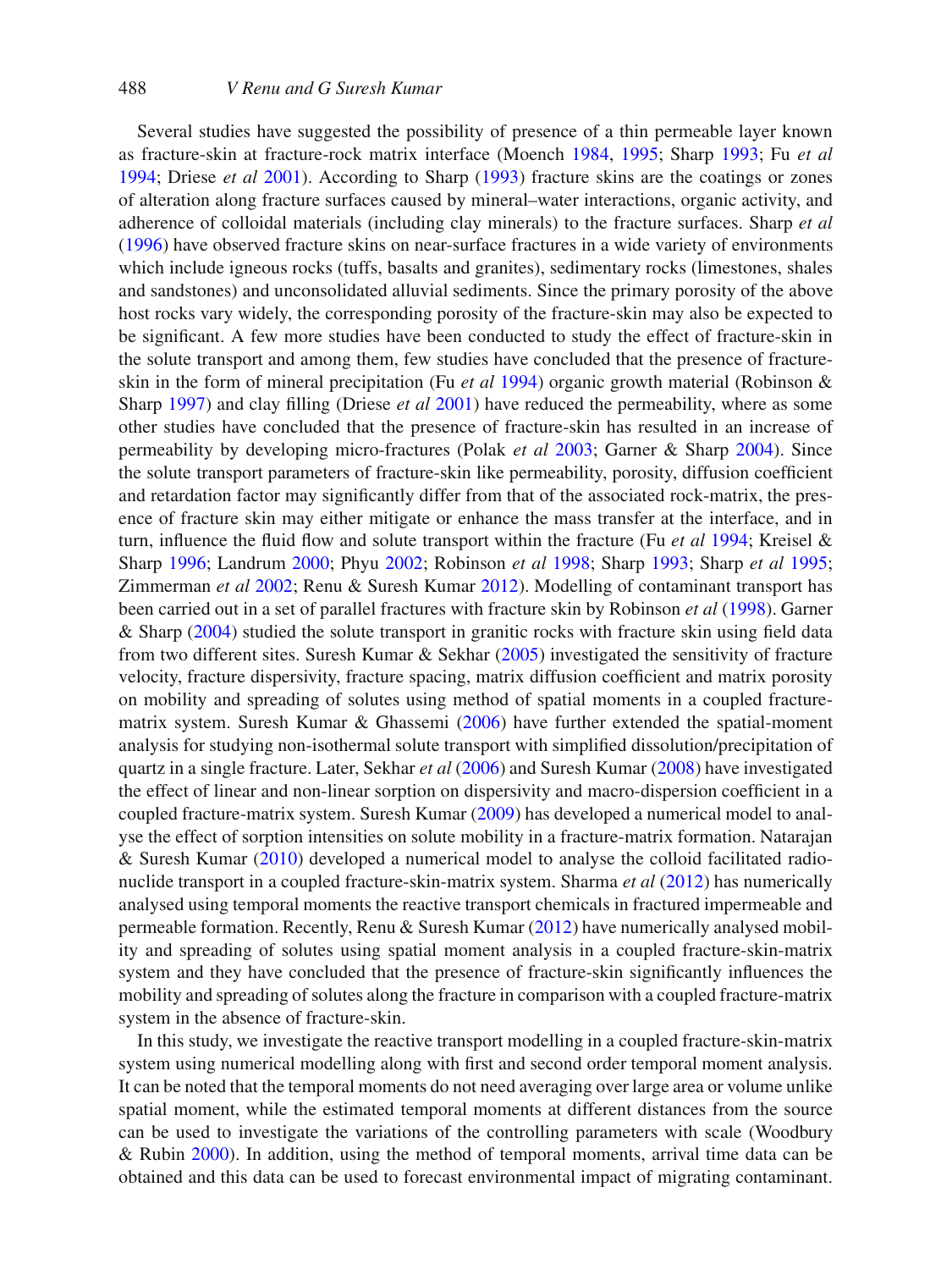Several studies have suggested the possibility of presence of a thin permeable layer known as fracture-skin at fracture-rock matrix interface (Moench 1984, 1995; Sharp 1993; Fu *et al* 1994; Driese *et al* 2001). According to Sharp (1993) fracture skins are the coatings or zones of alteration along fracture surfaces caused by mineral–water interactions, organic activity, and adherence of colloidal materials (including clay minerals) to the fracture surfaces. Sharp *et al* (1996) have observed fracture skins on near-surface fractures in a wide variety of environments which include igneous rocks (tuffs, basalts and granites), sedimentary rocks (limestones, shales and sandstones) and unconsolidated alluvial sediments. Since the primary porosity of the above host rocks vary widely, the corresponding porosity of the fracture-skin may also be expected to be significant. A few more studies have been conducted to study the effect of fracture-skin in the solute transport and among them, few studies have concluded that the presence of fracture-skin in the form of mineral precipitation (Fu *et al* 1994) organic growth material (Robinson & Sharp 1997) and clay filling (Driese *et al* 2001) have reduced the permeability, where as some other studies have concluded that the presence of fracture-skin has resulted in an increase of permeability by developing micro-fractures (Polak *et al* 2003; Garner & Sharp 2004). Since the solute transport parameters of fracture-skin like permeability, porosity, diffusion coefficient and retardation factor may significantly differ from that of the associated rock-matrix, the presence of fracture skin may either mitigate or enhance the mass transfer at the interface, and in turn, influence the fluid flow and solute transport within the fracture (Fu *et al* 1994; Kreisel & Sharp 1996; Landrum 2000; Phyu 2002; Robinson *et al* 1998; Sharp 1993; Sharp *et al* 1995; Zimmerman *et al* 2002; Renu & Suresh Kumar 2012). Modelling of contaminant transport has been carried out in a set of parallel fractures with fracture skin by Robinson *et al* (1998). Garner & Sharp (2004) studied the solute transport in granitic rocks with fracture skin using field data from two different sites. Suresh Kumar & Sekhar (2005) investigated the sensitivity of fracture velocity, fracture dispersivity, fracture spacing, matrix diffusion coefficient and matrix porosity on mobility and spreading of solutes using method of spatial moments in a coupled fracture-matrix system. Suresh Kumar & Ghassemi (2006) have further extended the spatial-moment analysis for studying non-isothermal solute transport with simplified dissolution/precipitation of quartz in a single fracture. Later, Sekhar *et al* (2006) and Suresh Kumar (2008) have investigated the effect of linear and non-linear sorption on dispersivity and macro-dispersion coefficient in a coupled fracture-matrix system. Suresh Kumar (2009) has developed a numerical model to analyse the effect of sorption intensities on solute mobility in a fracture-matrix formation. Natarajan & Suresh Kumar (2010) developed a numerical model to analyse the colloid facilitated radionuclide transport in a coupled fracture-skin-matrix system. Sharma *et al* (2012) has numerically analysed using temporal moments the reactive transport chemicals in fractured impermeable and permeable formation. Recently, Renu & Suresh Kumar (2012) have numerically analysed mobility and spreading of solutes using spatial moment analysis in a coupled fracture-skin-matrix system and they have concluded that the presence of fracture-skin significantly influences the mobility and spreading of solutes along the fracture in comparison with a coupled fracture-matrix system in the absence of fracture-skin.

In this study, we investigate the reactive transport modelling in a coupled fracture-skin-matrix system using numerical modelling along with first and second order temporal moment analysis. It can be noted that the temporal moments do not need averaging over large area or volume unlike spatial moment, while the estimated temporal moments at different distances from the source can be used to investigate the variations of the controlling parameters with scale (Woodbury & Rubin 2000). In addition, using the method of temporal moments, arrival time data can be obtained and this data can be used to forecast environmental impact of migrating contaminant.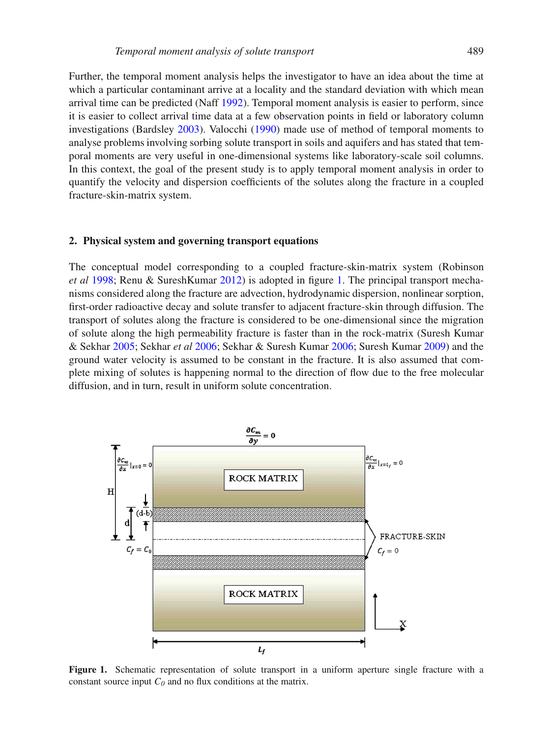Further, the temporal moment analysis helps the investigator to have an idea about the time at which a particular contaminant arrive at a locality and the standard deviation with which mean arrival time can be predicted (Naff 1992). Temporal moment analysis is easier to perform, since it is easier to collect arrival time data at a few observation points in field or laboratory column investigations (Bardsley 2003). Valocchi (1990) made use of method of temporal moments to analyse problems involving sorbing solute transport in soils and aquifers and has stated that temporal moments are very useful in one-dimensional systems like laboratory-scale soil columns. In this context, the goal of the present study is to apply temporal moment analysis in order to quantify the velocity and dispersion coefficients of the solutes along the fracture in a coupled fracture-skin-matrix system.

## 2. Physical system and governing transport equations

The conceptual model corresponding to a coupled fracture-skin-matrix system (Robinson *et al* 1998; Renu & SureshKumar 2012) is adopted in figure 1. The principal transport mechanisms considered along the fracture are advection, hydrodynamic dispersion, nonlinear sorption, first-order radioactive decay and solute transfer to adjacent fracture-skin through diffusion. The transport of solutes along the fracture is considered to be one-dimensional since the migration of solute along the high permeability fracture is faster than in the rock-matrix (Suresh Kumar & Sekhar 2005; Sekhar *et al* 2006; Sekhar & Suresh Kumar 2006; Suresh Kumar 2009) and the ground water velocity is assumed to be constant in the fracture. It is also assumed that complete mixing of solutes is happening normal to the direction of flow due to the free molecular diffusion, and in turn, result in uniform solute concentration.

**Figure 1.** Schematic representation of solute transport in a uniform aperture single fracture with a constant source input $C_0$ and no flux conditions at the matrix.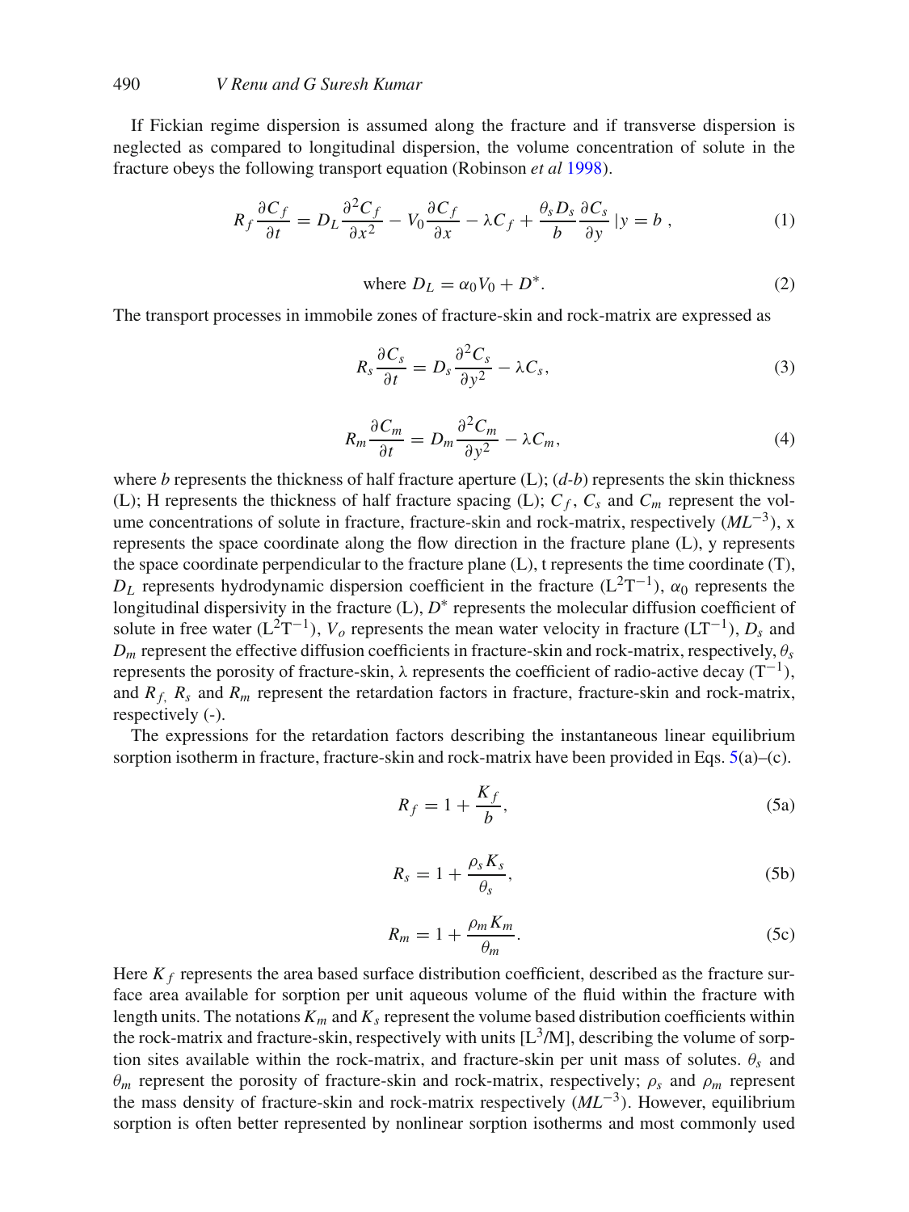If Fickian regime dispersion is assumed along the fracture and if transverse dispersion is neglected as compared to longitudinal dispersion, the volume concentration of solute in the fracture obeys the following transport equation (Robinson *et al* 1998).

$$R_f \frac{\partial C_f}{\partial t} = D_L \frac{\partial^2 C_f}{\partial x^2} - V_0 \frac{\partial C_f}{\partial x} - \lambda C_f + \frac{\theta_s D_s}{b} \frac{\partial C_s}{\partial y} |y = b \, , \tag{1}$$

$$\text{where } D_L = \alpha_0 V_0 + D^*. \tag{2}$$

The transport processes in immobile zones of fracture-skin and rock-matrix are expressed as

$$R_s \frac{\partial C_s}{\partial t} = D_s \frac{\partial^2 C_s}{\partial y^2} - \lambda C_s, \tag{3}$$

$$R_m \frac{\partial C_m}{\partial t} = D_m \frac{\partial^2 C_m}{\partial y^2} - \lambda C_m, \tag{4}$$

where $b$ represents the thickness of half fracture aperture (L); ($d$-$b$) represents the skin thickness (L); H represents the thickness of half fracture spacing (L); $C_f$, $C_s$ and $C_m$ represent the volume concentrations of solute in fracture, fracture-skin and rock-matrix, respectively ($ML^{-3}$), x represents the space coordinate along the flow direction in the fracture plane (L), y represents the space coordinate perpendicular to the fracture plane (L), t represents the time coordinate (T), $D_L$ represents hydrodynamic dispersion coefficient in the fracture ($L^2T^{-1}$), $\alpha_0$ represents the longitudinal dispersivity in the fracture (L), $D^*$ represents the molecular diffusion coefficient of solute in free water ($L^2T^{-1}$), $V_o$ represents the mean water velocity in fracture ($LT^{-1}$), $D_s$ and $D_m$ represent the effective diffusion coefficients in fracture-skin and rock-matrix, respectively, $\theta_s$ represents the porosity of fracture-skin, $\lambda$ represents the coefficient of radio-active decay ($T^{-1}$), and $R_f$, $R_s$ and $R_m$ represent the retardation factors in fracture, fracture-skin and rock-matrix, respectively (-).

The expressions for the retardation factors describing the instantaneous linear equilibrium sorption isotherm in fracture, fracture-skin and rock-matrix have been provided in Eqs. 5(a)–(c).

$$R_f = 1 + \frac{K_f}{b}, \tag{5a}$$

$$R_s = 1 + \frac{\rho_s K_s}{\theta_s}, \tag{5b}$$

$$R_m = 1 + \frac{\rho_m K_m}{\theta_m}. \tag{5c}$$

Here $K_f$ represents the area based surface distribution coefficient, described as the fracture surface area available for sorption per unit aqueous volume of the fluid within the fracture with length units. The notations $K_m$ and $K_s$ represent the volume based distribution coefficients within the rock-matrix and fracture-skin, respectively with units [$L^3$/M], describing the volume of sorption sites available within the rock-matrix, and fracture-skin per unit mass of solutes. $\theta_s$ and $\theta_m$ represent the porosity of fracture-skin and rock-matrix, respectively; $\rho_s$ and $\rho_m$ represent the mass density of fracture-skin and rock-matrix respectively ($ML^{-3}$). However, equilibrium sorption is often better represented by nonlinear sorption isotherms and most commonly used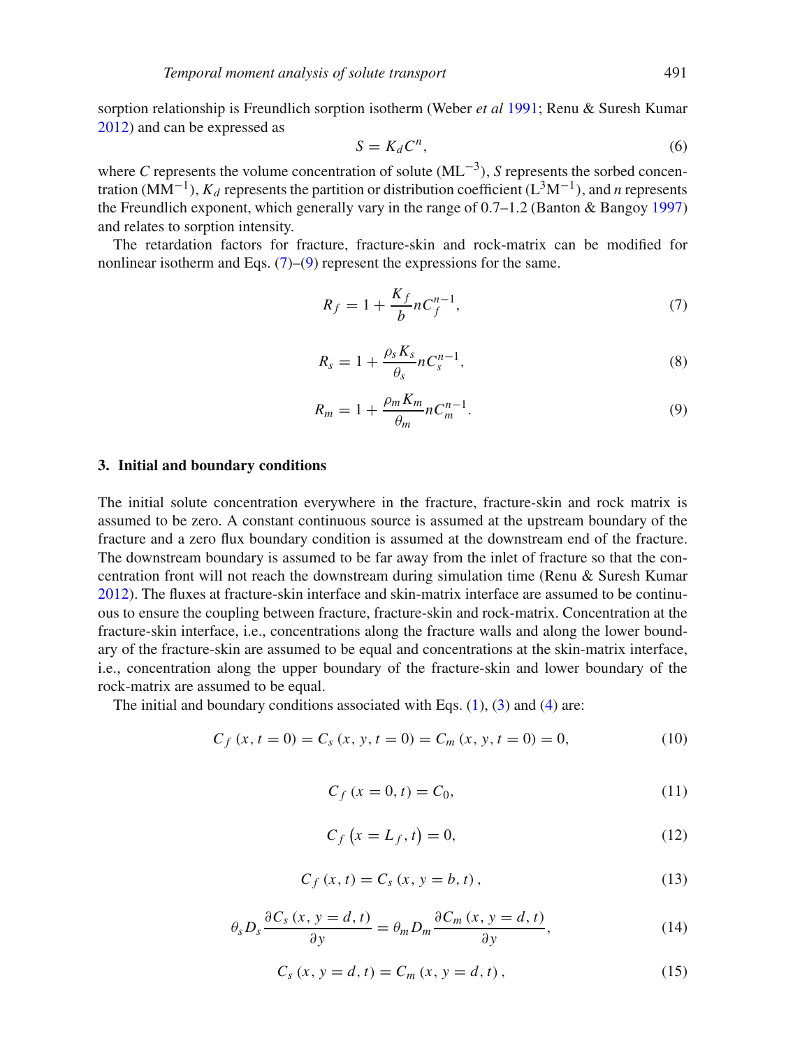sorption relationship is Freundlich sorption isotherm (Weber *et al* 1991; Renu & Suresh Kumar 2012) and can be expressed as

$$S = K_d C^n, \tag{6}$$

where $C$ represents the volume concentration of solute ($ML^{-3}$), $S$ represents the sorbed concentration ($MM^{-1}$), $K_d$ represents the partition or distribution coefficient ($L^3M^{-1}$), and $n$ represents the Freundlich exponent, which generally vary in the range of 0.7–1.2 (Banton & Bangoy 1997) and relates to sorption intensity.

The retardation factors for fracture, fracture-skin and rock-matrix can be modified for nonlinear isotherm and Eqs. (7)–(9) represent the expressions for the same.

$$R_f = 1 + \frac{K_f}{b} n C_f^{n-1}, \tag{7}$$

$$R_s = 1 + \frac{\rho_s K_s}{\theta_s} n C_s^{n-1}, \tag{8}$$

$$R_m = 1 + \frac{\rho_m K_m}{\theta_m} n C_m^{n-1}. \tag{9}$$

## 3. Initial and boundary conditions

The initial solute concentration everywhere in the fracture, fracture-skin and rock matrix is assumed to be zero. A constant continuous source is assumed at the upstream boundary of the fracture and a zero flux boundary condition is assumed at the downstream end of the fracture. The downstream boundary is assumed to be far away from the inlet of fracture so that the concentration front will not reach the downstream during simulation time (Renu & Suresh Kumar 2012). The fluxes at fracture-skin interface and skin-matrix interface are assumed to be continuous to ensure the coupling between fracture, fracture-skin and rock-matrix. Concentration at the fracture-skin interface, i.e., concentrations along the fracture walls and along the lower boundary of the fracture-skin are assumed to be equal and concentrations at the skin-matrix interface, i.e., concentration along the upper boundary of the fracture-skin and lower boundary of the rock-matrix are assumed to be equal.

The initial and boundary conditions associated with Eqs. (1), (3) and (4) are:

$$C_f\,(x, t = 0) = C_s\,(x, y, t = 0) = C_m\,(x, y, t = 0) = 0, \tag{10}$$

$$C_f\,(x = 0, t) = C_0, \tag{11}$$

$$C_f\left(x = L_f, t\right) = 0, \tag{12}$$

$$C_f\,(x, t) = C_s\,(x, y = b, t)\,, \tag{13}$$

$$\theta_s D_s \frac{\partial C_s\,(x, y = d, t)}{\partial y} = \theta_m D_m \frac{\partial C_m\,(x, y = d, t)}{\partial y}, \tag{14}$$

$$C_s\,(x, y = d, t) = C_m\,(x, y = d, t)\,, \tag{15}$$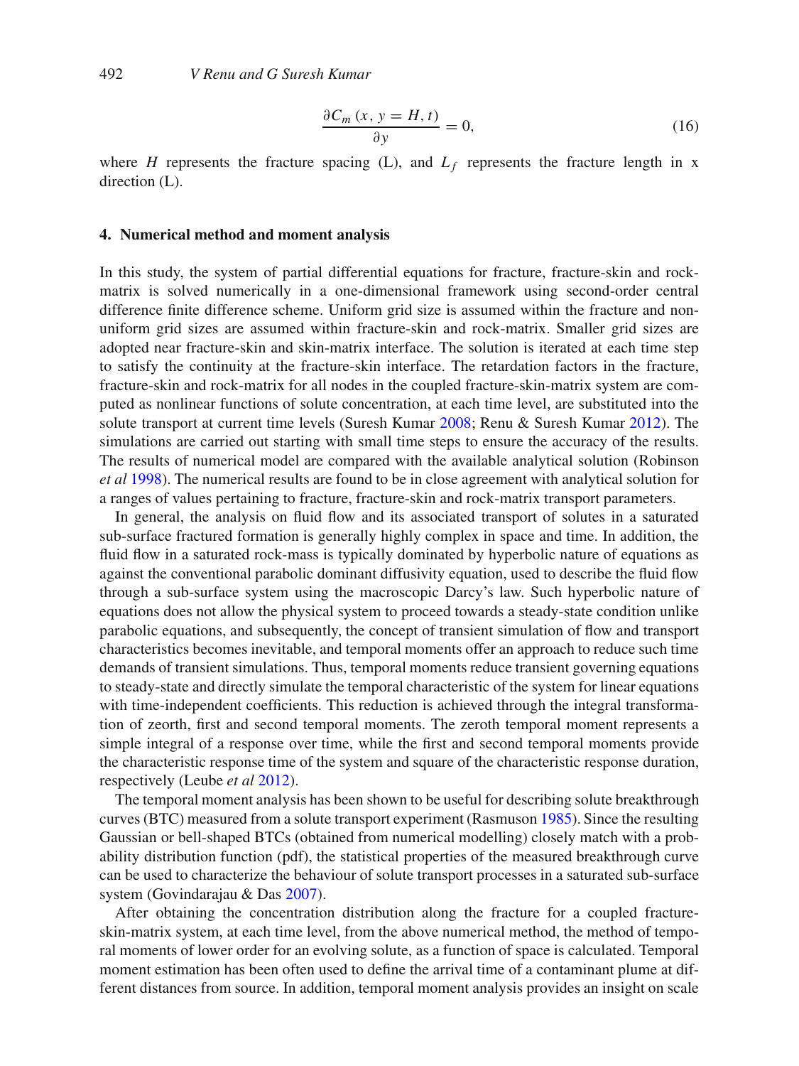$$\frac{\partial C_m\,(x,\,y=H,\,t)}{\partial y}=0, \tag{16}$$

where $H$ represents the fracture spacing (L), and $L_f$ represents the fracture length in x direction (L).

## 4. Numerical method and moment analysis

In this study, the system of partial differential equations for fracture, fracture-skin and rock-matrix is solved numerically in a one-dimensional framework using second-order central difference finite difference scheme. Uniform grid size is assumed within the fracture and non-uniform grid sizes are assumed within fracture-skin and rock-matrix. Smaller grid sizes are adopted near fracture-skin and skin-matrix interface. The solution is iterated at each time step to satisfy the continuity at the fracture-skin interface. The retardation factors in the fracture, fracture-skin and rock-matrix for all nodes in the coupled fracture-skin-matrix system are computed as nonlinear functions of solute concentration, at each time level, are substituted into the solute transport at current time levels (Suresh Kumar 2008; Renu & Suresh Kumar 2012). The simulations are carried out starting with small time steps to ensure the accuracy of the results. The results of numerical model are compared with the available analytical solution (Robinson *et al* 1998). The numerical results are found to be in close agreement with analytical solution for a ranges of values pertaining to fracture, fracture-skin and rock-matrix transport parameters.

In general, the analysis on fluid flow and its associated transport of solutes in a saturated sub-surface fractured formation is generally highly complex in space and time. In addition, the fluid flow in a saturated rock-mass is typically dominated by hyperbolic nature of equations as against the conventional parabolic dominant diffusivity equation, used to describe the fluid flow through a sub-surface system using the macroscopic Darcy's law. Such hyperbolic nature of equations does not allow the physical system to proceed towards a steady-state condition unlike parabolic equations, and subsequently, the concept of transient simulation of flow and transport characteristics becomes inevitable, and temporal moments offer an approach to reduce such time demands of transient simulations. Thus, temporal moments reduce transient governing equations to steady-state and directly simulate the temporal characteristic of the system for linear equations with time-independent coefficients. This reduction is achieved through the integral transformation of zeorth, first and second temporal moments. The zeroth temporal moment represents a simple integral of a response over time, while the first and second temporal moments provide the characteristic response time of the system and square of the characteristic response duration, respectively (Leube *et al* 2012).

The temporal moment analysis has been shown to be useful for describing solute breakthrough curves (BTC) measured from a solute transport experiment (Rasmuson 1985). Since the resulting Gaussian or bell-shaped BTCs (obtained from numerical modelling) closely match with a probability distribution function (pdf), the statistical properties of the measured breakthrough curve can be used to characterize the behaviour of solute transport processes in a saturated sub-surface system (Govindarajau & Das 2007).

After obtaining the concentration distribution along the fracture for a coupled fracture-skin-matrix system, at each time level, from the above numerical method, the method of temporal moments of lower order for an evolving solute, as a function of space is calculated. Temporal moment estimation has been often used to define the arrival time of a contaminant plume at different distances from source. In addition, temporal moment analysis provides an insight on scale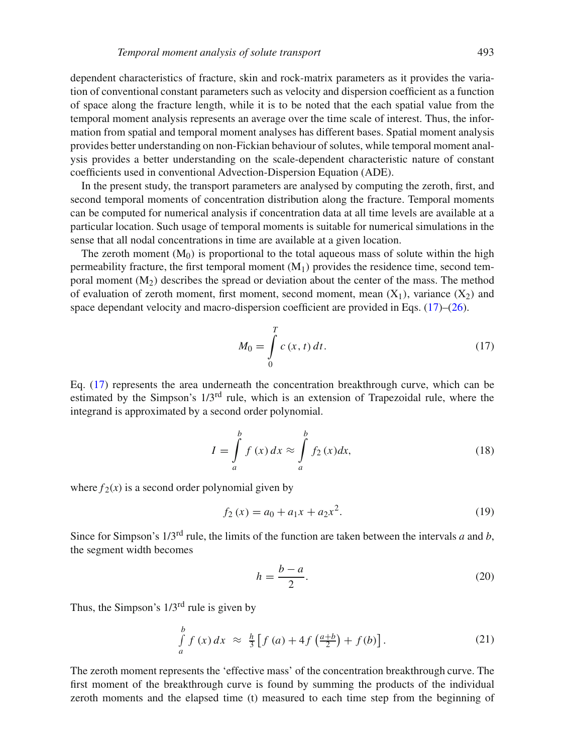dependent characteristics of fracture, skin and rock-matrix parameters as it provides the variation of conventional constant parameters such as velocity and dispersion coefficient as a function of space along the fracture length, while it is to be noted that the each spatial value from the temporal moment analysis represents an average over the time scale of interest. Thus, the information from spatial and temporal moment analyses has different bases. Spatial moment analysis provides better understanding on non-Fickian behaviour of solutes, while temporal moment analysis provides a better understanding on the scale-dependent characteristic nature of constant coefficients used in conventional Advection-Dispersion Equation (ADE).

In the present study, the transport parameters are analysed by computing the zeroth, first, and second temporal moments of concentration distribution along the fracture. Temporal moments can be computed for numerical analysis if concentration data at all time levels are available at a particular location. Such usage of temporal moments is suitable for numerical simulations in the sense that all nodal concentrations in time are available at a given location.

The zeroth moment ($M_0$) is proportional to the total aqueous mass of solute within the high permeability fracture, the first temporal moment ($M_1$) provides the residence time, second temporal moment ($M_2$) describes the spread or deviation about the center of the mass. The method of evaluation of zeroth moment, first moment, second moment, mean ($X_1$), variance ($X_2$) and space dependant velocity and macro-dispersion coefficient are provided in Eqs. (17)–(26).

$$M_0 = \int_0^T c\,(x,t)\,dt. \tag{17}$$

Eq. (17) represents the area underneath the concentration breakthrough curve, which can be estimated by the Simpson's 1/3rd rule, which is an extension of Trapezoidal rule, where the integrand is approximated by a second order polynomial.

$$I = \int_a^b f\,(x)\,dx \approx \int_a^b f_2\,(x)dx, \tag{18}$$

where $f_2(x)$ is a second order polynomial given by

$$f_2\,(x) = a_0 + a_1 x + a_2 x^2. \tag{19}$$

Since for Simpson's 1/3rd rule, the limits of the function are taken between the intervals $a$ and $b$, the segment width becomes

$$h = \frac{b-a}{2}. \tag{20}$$

Thus, the Simpson's 1/3rd rule is given by

$$\int_a^b f\,(x)\,dx \;\approx\; \tfrac{h}{3}\left[f\,(a) + 4f\left(\tfrac{a+b}{2}\right) + f\,(b)\right]. \tag{21}$$

The zeroth moment represents the 'effective mass' of the concentration breakthrough curve. The first moment of the breakthrough curve is found by summing the products of the individual zeroth moments and the elapsed time (t) measured to each time step from the beginning of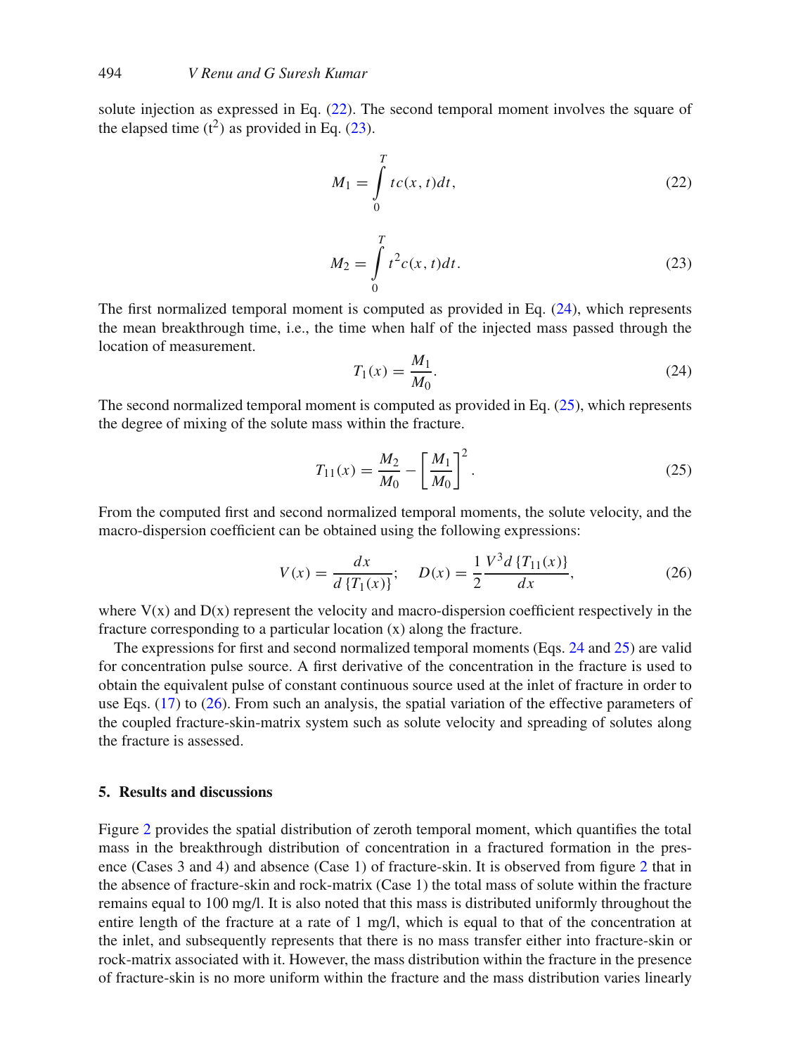solute injection as expressed in Eq. (22). The second temporal moment involves the square of the elapsed time ($t^2$) as provided in Eq. (23).

$$M_1 = \int_0^T t c(x, t) dt, \tag{22}$$

$$M_2 = \int_0^T t^2 c(x, t) dt. \tag{23}$$

The first normalized temporal moment is computed as provided in Eq. (24), which represents the mean breakthrough time, i.e., the time when half of the injected mass passed through the location of measurement.

$$T_1(x) = \frac{M_1}{M_0}. \tag{24}$$

The second normalized temporal moment is computed as provided in Eq. (25), which represents the degree of mixing of the solute mass within the fracture.

$$T_{11}(x) = \frac{M_2}{M_0} - \left[\frac{M_1}{M_0}\right]^2. \tag{25}$$

From the computed first and second normalized temporal moments, the solute velocity, and the macro-dispersion coefficient can be obtained using the following expressions:

$$V(x) = \frac{dx}{d\{T_1(x)\}}; \quad D(x) = \frac{1}{2}\frac{V^3 d\{T_{11}(x)\}}{dx}, \tag{26}$$

where V(x) and D(x) represent the velocity and macro-dispersion coefficient respectively in the fracture corresponding to a particular location (x) along the fracture.

The expressions for first and second normalized temporal moments (Eqs. 24 and 25) are valid for concentration pulse source. A first derivative of the concentration in the fracture is used to obtain the equivalent pulse of constant continuous source used at the inlet of fracture in order to use Eqs. (17) to (26). From such an analysis, the spatial variation of the effective parameters of the coupled fracture-skin-matrix system such as solute velocity and spreading of solutes along the fracture is assessed.

## 5. Results and discussions

Figure 2 provides the spatial distribution of zeroth temporal moment, which quantifies the total mass in the breakthrough distribution of concentration in a fractured formation in the presence (Cases 3 and 4) and absence (Case 1) of fracture-skin. It is observed from figure 2 that in the absence of fracture-skin and rock-matrix (Case 1) the total mass of solute within the fracture remains equal to 100 mg/l. It is also noted that this mass is distributed uniformly throughout the entire length of the fracture at a rate of 1 mg/l, which is equal to that of the concentration at the inlet, and subsequently represents that there is no mass transfer either into fracture-skin or rock-matrix associated with it. However, the mass distribution within the fracture in the presence of fracture-skin is no more uniform within the fracture and the mass distribution varies linearly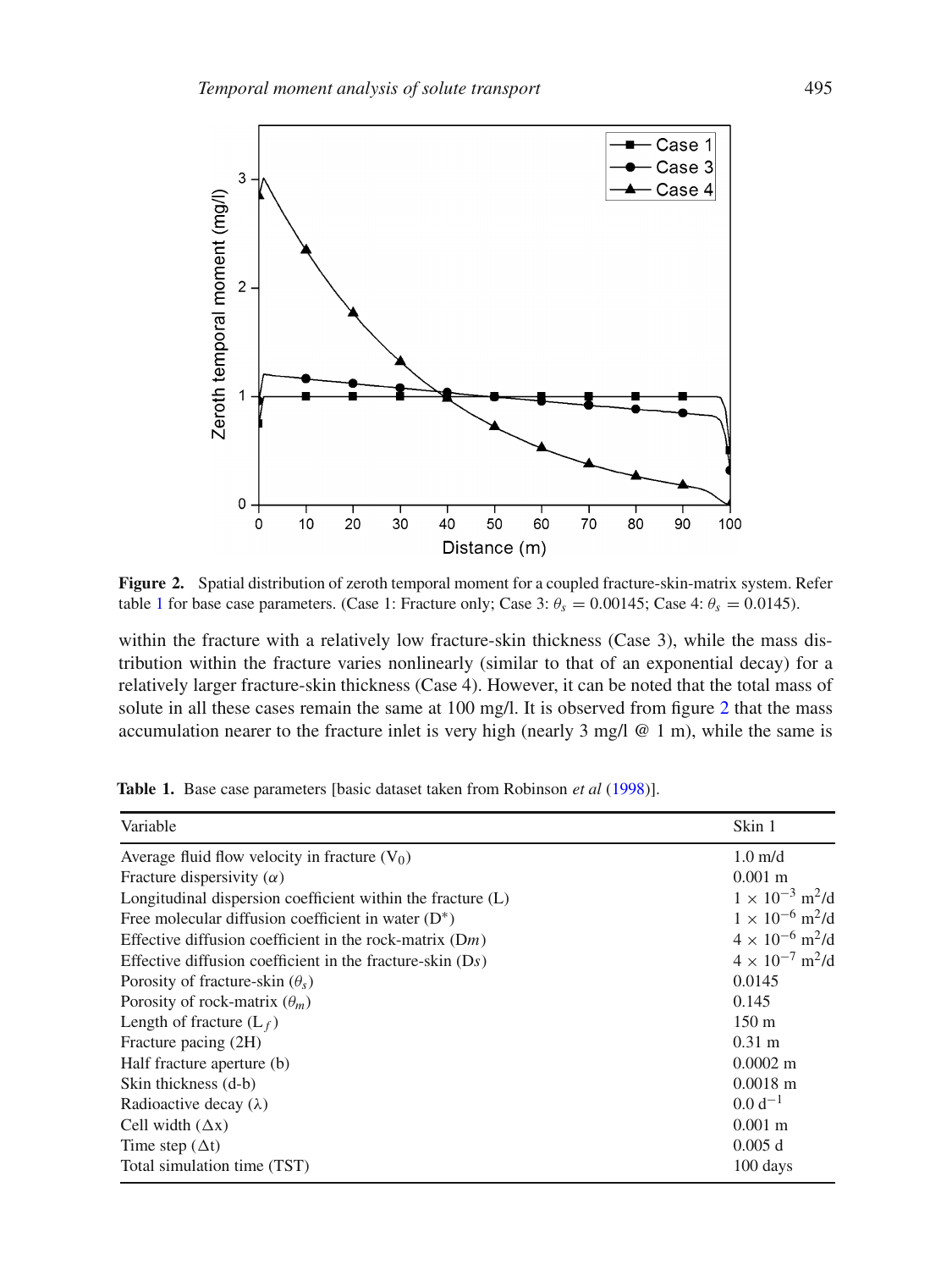**Figure 2.** Spatial distribution of zeroth temporal moment for a coupled fracture-skin-matrix system. Refer table 1 for base case parameters. (Case 1: Fracture only; Case 3: $\theta_s = 0.00145$; Case 4: $\theta_s = 0.0145$).

within the fracture with a relatively low fracture-skin thickness (Case 3), while the mass distribution within the fracture varies nonlinearly (similar to that of an exponential decay) for a relatively larger fracture-skin thickness (Case 4). However, it can be noted that the total mass of solute in all these cases remain the same at 100 mg/l. It is observed from figure 2 that the mass accumulation nearer to the fracture inlet is very high (nearly 3 mg/l @ 1 m), while the same is

**Table 1.** Base case parameters [basic dataset taken from Robinson *et al* (1998)].

| Variable | Skin 1 |
|---|---|
| Average fluid flow velocity in fracture ($V_0$) | 1.0 m/d |
| Fracture dispersivity ($\alpha$) | 0.001 m |
| Longitudinal dispersion coefficient within the fracture (L) | $1 \times 10^{-3}$ m$^2$/d |
| Free molecular diffusion coefficient in water ($D^*$) | $1 \times 10^{-6}$ m$^2$/d |
| Effective diffusion coefficient in the rock-matrix ($Dm$) | $4 \times 10^{-6}$ m$^2$/d |
| Effective diffusion coefficient in the fracture-skin ($Ds$) | $4 \times 10^{-7}$ m$^2$/d |
| Porosity of fracture-skin ($\theta_s$) | 0.0145 |
| Porosity of rock-matrix ($\theta_m$) | 0.145 |
| Length of fracture ($L_f$) | 150 m |
| Fracture pacing (2H) | 0.31 m |
| Half fracture aperture (b) | 0.0002 m |
| Skin thickness (d-b) | 0.0018 m |
| Radioactive decay ($\lambda$) | 0.0 d$^{-1}$ |
| Cell width ($\Delta x$) | 0.001 m |
| Time step ($\Delta t$) | 0.005 d |
| Total simulation time (TST) | 100 days |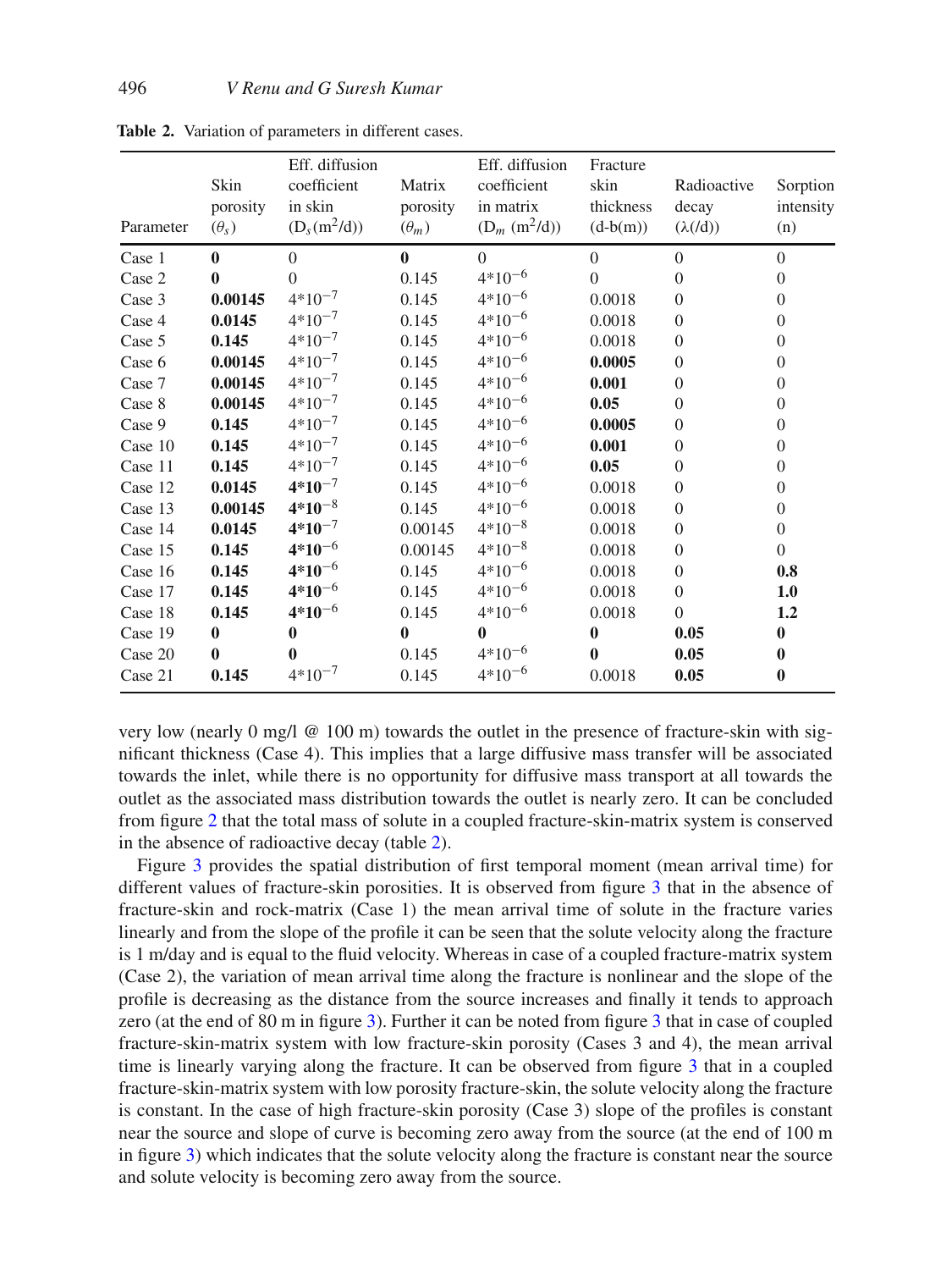**Table 2.** Variation of parameters in different cases.

| Parameter | Skin porosity ($\theta_s$) | Eff. diffusion coefficient in skin ($D_s(m^2/d)$) | Matrix porosity ($\theta_m$) | Eff. diffusion coefficient in matrix ($D_m$ ($m^2/d$)) | Fracture skin thickness (d-b(m)) | Radioactive decay ($\lambda$(/d)) | Sorption intensity (n) |
|---|---|---|---|---|---|---|---|
| Case 1 | **0** | 0 | **0** | 0 | 0 | 0 | 0 |
| Case 2 | **0** | 0 | 0.145 | $4*10^{-6}$ | 0 | 0 | 0 |
| Case 3 | **0.00145** | $4*10^{-7}$ | 0.145 | $4*10^{-6}$ | 0.0018 | 0 | 0 |
| Case 4 | **0.0145** | $4*10^{-7}$ | 0.145 | $4*10^{-6}$ | 0.0018 | 0 | 0 |
| Case 5 | **0.145** | $4*10^{-7}$ | 0.145 | $4*10^{-6}$ | 0.0018 | 0 | 0 |
| Case 6 | **0.00145** | $4*10^{-7}$ | 0.145 | $4*10^{-6}$ | **0.0005** | 0 | 0 |
| Case 7 | **0.00145** | $4*10^{-7}$ | 0.145 | $4*10^{-6}$ | **0.001** | 0 | 0 |
| Case 8 | **0.00145** | $4*10^{-7}$ | 0.145 | $4*10^{-6}$ | **0.05** | 0 | 0 |
| Case 9 | **0.145** | $4*10^{-7}$ | 0.145 | $4*10^{-6}$ | **0.0005** | 0 | 0 |
| Case 10 | **0.145** | $4*10^{-7}$ | 0.145 | $4*10^{-6}$ | **0.001** | 0 | 0 |
| Case 11 | **0.145** | $4*10^{-7}$ | 0.145 | $4*10^{-6}$ | **0.05** | 0 | 0 |
| Case 12 | **0.0145** | $\mathbf{4*10^{-7}}$ | 0.145 | $4*10^{-6}$ | 0.0018 | 0 | 0 |
| Case 13 | **0.00145** | $\mathbf{4*10^{-8}}$ | 0.145 | $4*10^{-6}$ | 0.0018 | 0 | 0 |
| Case 14 | **0.0145** | $\mathbf{4*10^{-7}}$ | 0.00145 | $4*10^{-8}$ | 0.0018 | 0 | 0 |
| Case 15 | **0.145** | $\mathbf{4*10^{-6}}$ | 0.00145 | $4*10^{-8}$ | 0.0018 | 0 | 0 |
| Case 16 | **0.145** | $\mathbf{4*10^{-6}}$ | 0.145 | $4*10^{-6}$ | 0.0018 | 0 | **0.8** |
| Case 17 | **0.145** | $\mathbf{4*10^{-6}}$ | 0.145 | $4*10^{-6}$ | 0.0018 | 0 | **1.0** |
| Case 18 | **0.145** | $\mathbf{4*10^{-6}}$ | 0.145 | $4*10^{-6}$ | 0.0018 | 0 | **1.2** |
| Case 19 | **0** | **0** | **0** | **0** | **0** | **0.05** | **0** |
| Case 20 | **0** | **0** | 0.145 | $4*10^{-6}$ | **0** | **0.05** | **0** |
| Case 21 | **0.145** | $4*10^{-7}$ | 0.145 | $4*10^{-6}$ | 0.0018 | **0.05** | **0** |

very low (nearly 0 mg/l @ 100 m) towards the outlet in the presence of fracture-skin with significant thickness (Case 4). This implies that a large diffusive mass transfer will be associated towards the inlet, while there is no opportunity for diffusive mass transport at all towards the outlet as the associated mass distribution towards the outlet is nearly zero. It can be concluded from figure 2 that the total mass of solute in a coupled fracture-skin-matrix system is conserved in the absence of radioactive decay (table 2).

Figure 3 provides the spatial distribution of first temporal moment (mean arrival time) for different values of fracture-skin porosities. It is observed from figure 3 that in the absence of fracture-skin and rock-matrix (Case 1) the mean arrival time of solute in the fracture varies linearly and from the slope of the profile it can be seen that the solute velocity along the fracture is 1 m/day and is equal to the fluid velocity. Whereas in case of a coupled fracture-matrix system (Case 2), the variation of mean arrival time along the fracture is nonlinear and the slope of the profile is decreasing as the distance from the source increases and finally it tends to approach zero (at the end of 80 m in figure 3). Further it can be noted from figure 3 that in case of coupled fracture-skin-matrix system with low fracture-skin porosity (Cases 3 and 4), the mean arrival time is linearly varying along the fracture. It can be observed from figure 3 that in a coupled fracture-skin-matrix system with low porosity fracture-skin, the solute velocity along the fracture is constant. In the case of high fracture-skin porosity (Case 3) slope of the profiles is constant near the source and slope of curve is becoming zero away from the source (at the end of 100 m in figure 3) which indicates that the solute velocity along the fracture is constant near the source and solute velocity is becoming zero away from the source.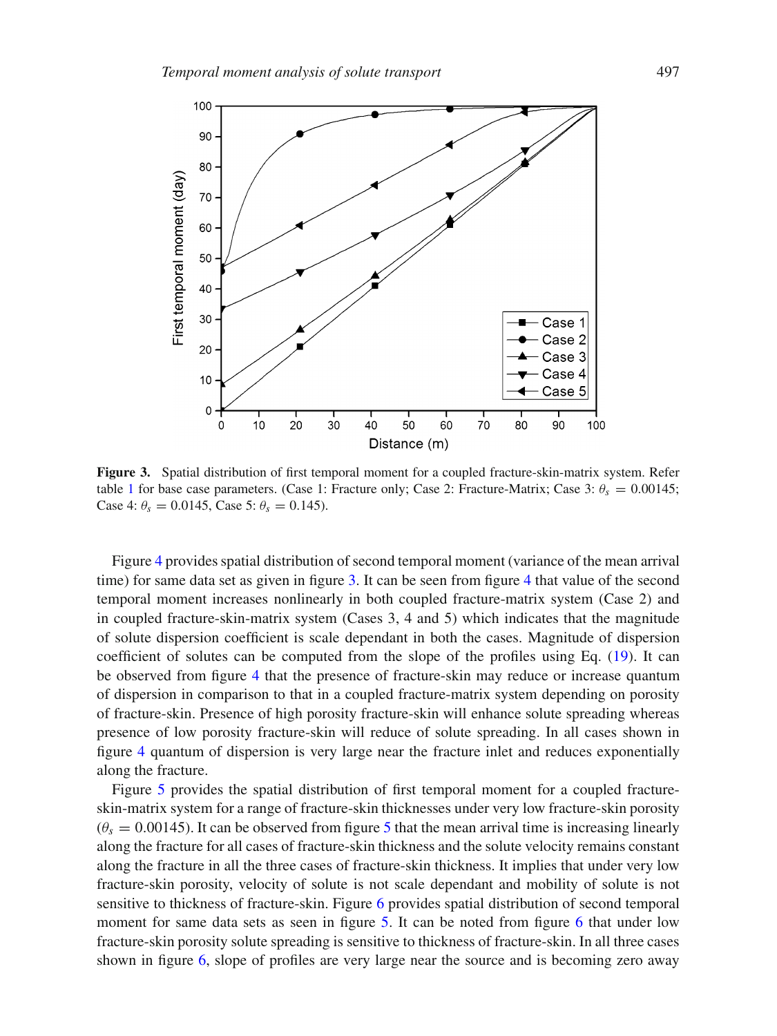**Figure 3.** Spatial distribution of first temporal moment for a coupled fracture-skin-matrix system. Refer table 1 for base case parameters. (Case 1: Fracture only; Case 2: Fracture-Matrix; Case 3: $\theta_s = 0.00145$; Case 4: $\theta_s = 0.0145$, Case 5: $\theta_s = 0.145$).

Figure 4 provides spatial distribution of second temporal moment (variance of the mean arrival time) for same data set as given in figure 3. It can be seen from figure 4 that value of the second temporal moment increases nonlinearly in both coupled fracture-matrix system (Case 2) and in coupled fracture-skin-matrix system (Cases 3, 4 and 5) which indicates that the magnitude of solute dispersion coefficient is scale dependant in both the cases. Magnitude of dispersion coefficient of solutes can be computed from the slope of the profiles using Eq. (19). It can be observed from figure 4 that the presence of fracture-skin may reduce or increase quantum of dispersion in comparison to that in a coupled fracture-matrix system depending on porosity of fracture-skin. Presence of high porosity fracture-skin will enhance solute spreading whereas presence of low porosity fracture-skin will reduce of solute spreading. In all cases shown in figure 4 quantum of dispersion is very large near the fracture inlet and reduces exponentially along the fracture.

Figure 5 provides the spatial distribution of first temporal moment for a coupled fracture-skin-matrix system for a range of fracture-skin thicknesses under very low fracture-skin porosity ($\theta_s = 0.00145$). It can be observed from figure 5 that the mean arrival time is increasing linearly along the fracture for all cases of fracture-skin thickness and the solute velocity remains constant along the fracture in all the three cases of fracture-skin thickness. It implies that under very low fracture-skin porosity, velocity of solute is not scale dependant and mobility of solute is not sensitive to thickness of fracture-skin. Figure 6 provides spatial distribution of second temporal moment for same data sets as seen in figure 5. It can be noted from figure 6 that under low fracture-skin porosity solute spreading is sensitive to thickness of fracture-skin. In all three cases shown in figure 6, slope of profiles are very large near the source and is becoming zero away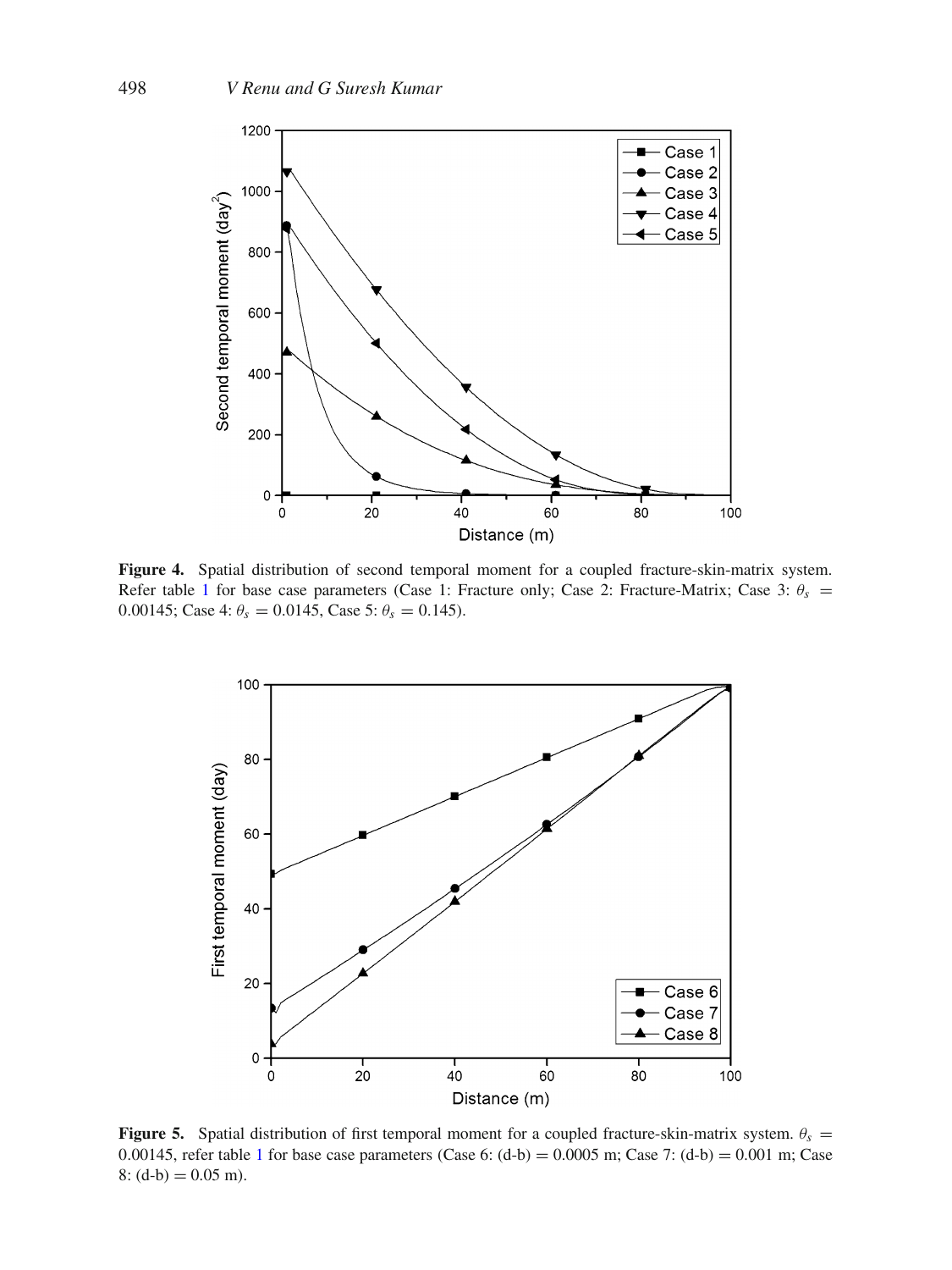**Figure 4.** Spatial distribution of second temporal moment for a coupled fracture-skin-matrix system. Refer table 1 for base case parameters (Case 1: Fracture only; Case 2: Fracture-Matrix; Case 3: $\theta_s = 0.00145$; Case 4: $\theta_s = 0.0145$, Case 5: $\theta_s = 0.145$).

**Figure 5.** Spatial distribution of first temporal moment for a coupled fracture-skin-matrix system. $\theta_s = 0.00145$, refer table 1 for base case parameters (Case 6: (d-b) = 0.0005 m; Case 7: (d-b) = 0.001 m; Case 8: (d-b) = 0.05 m).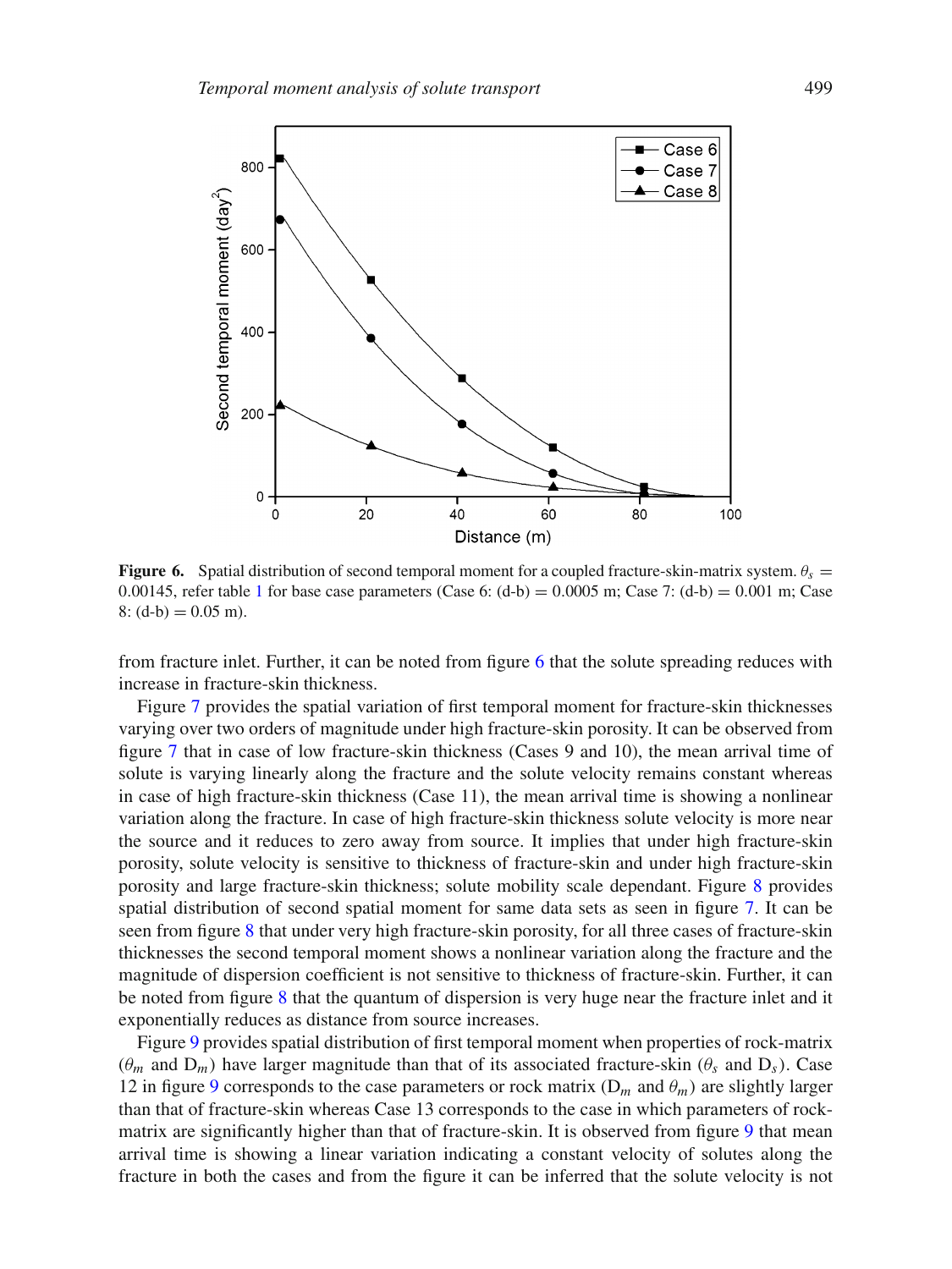**Figure 6.** Spatial distribution of second temporal moment for a coupled fracture-skin-matrix system. $\theta_s = 0.00145$, refer table 1 for base case parameters (Case 6: (d-b) = 0.0005 m; Case 7: (d-b) = 0.001 m; Case 8: (d-b) = 0.05 m).

from fracture inlet. Further, it can be noted from figure 6 that the solute spreading reduces with increase in fracture-skin thickness.

Figure 7 provides the spatial variation of first temporal moment for fracture-skin thicknesses varying over two orders of magnitude under high fracture-skin porosity. It can be observed from figure 7 that in case of low fracture-skin thickness (Cases 9 and 10), the mean arrival time of solute is varying linearly along the fracture and the solute velocity remains constant whereas in case of high fracture-skin thickness (Case 11), the mean arrival time is showing a nonlinear variation along the fracture. In case of high fracture-skin thickness solute velocity is more near the source and it reduces to zero away from source. It implies that under high fracture-skin porosity, solute velocity is sensitive to thickness of fracture-skin and under high fracture-skin porosity and large fracture-skin thickness; solute mobility scale dependant. Figure 8 provides spatial distribution of second spatial moment for same data sets as seen in figure 7. It can be seen from figure 8 that under very high fracture-skin porosity, for all three cases of fracture-skin thicknesses the second temporal moment shows a nonlinear variation along the fracture and the magnitude of dispersion coefficient is not sensitive to thickness of fracture-skin. Further, it can be noted from figure 8 that the quantum of dispersion is very huge near the fracture inlet and it exponentially reduces as distance from source increases.

Figure 9 provides spatial distribution of first temporal moment when properties of rock-matrix ($\theta_m$ and $D_m$) have larger magnitude than that of its associated fracture-skin ($\theta_s$ and $D_s$). Case 12 in figure 9 corresponds to the case parameters or rock matrix ($D_m$ and $\theta_m$) are slightly larger than that of fracture-skin whereas Case 13 corresponds to the case in which parameters of rock-matrix are significantly higher than that of fracture-skin. It is observed from figure 9 that mean arrival time is showing a linear variation indicating a constant velocity of solutes along the fracture in both the cases and from the figure it can be inferred that the solute velocity is not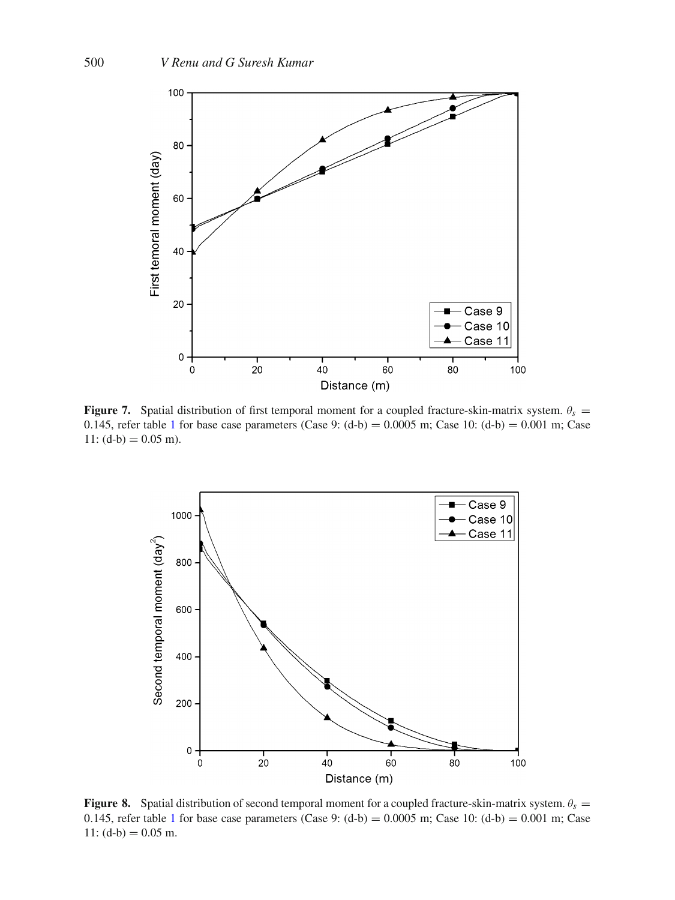**Figure 7.** Spatial distribution of first temporal moment for a coupled fracture-skin-matrix system. $\theta_s = 0.145$, refer table 1 for base case parameters (Case 9: (d-b) = 0.0005 m; Case 10: (d-b) = 0.001 m; Case 11: (d-b) = 0.05 m).

**Figure 8.** Spatial distribution of second temporal moment for a coupled fracture-skin-matrix system. $\theta_s = 0.145$, refer table 1 for base case parameters (Case 9: (d-b) = 0.0005 m; Case 10: (d-b) = 0.001 m; Case 11: (d-b) = 0.05 m.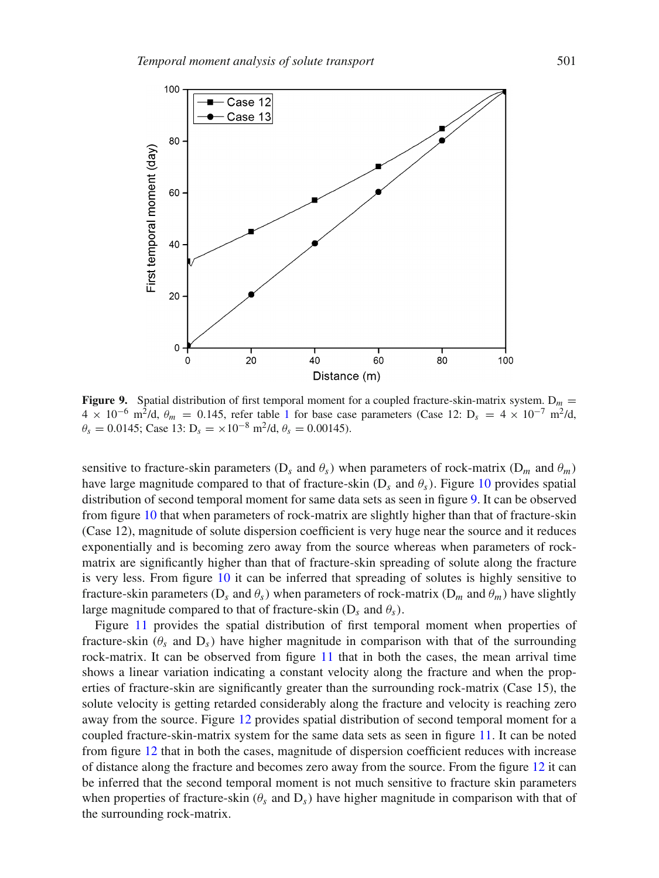**Figure 9.** Spatial distribution of first temporal moment for a coupled fracture-skin-matrix system. $D_m = 4 \times 10^{-6}$ m$^2$/d, $\theta_m = 0.145$, refer table 1 for base case parameters (Case 12: $D_s = 4 \times 10^{-7}$ m$^2$/d, $\theta_s = 0.0145$; Case 13: $D_s = \times 10^{-8}$ m$^2$/d, $\theta_s = 0.00145$).

sensitive to fracture-skin parameters ($D_s$ and $\theta_s$) when parameters of rock-matrix ($D_m$ and $\theta_m$) have large magnitude compared to that of fracture-skin ($D_s$ and $\theta_s$). Figure 10 provides spatial distribution of second temporal moment for same data sets as seen in figure 9. It can be observed from figure 10 that when parameters of rock-matrix are slightly higher than that of fracture-skin (Case 12), magnitude of solute dispersion coefficient is very huge near the source and it reduces exponentially and is becoming zero away from the source whereas when parameters of rock-matrix are significantly higher than that of fracture-skin spreading of solute along the fracture is very less. From figure 10 it can be inferred that spreading of solutes is highly sensitive to fracture-skin parameters ($D_s$ and $\theta_s$) when parameters of rock-matrix ($D_m$ and $\theta_m$) have slightly large magnitude compared to that of fracture-skin ($D_s$ and $\theta_s$).

Figure 11 provides the spatial distribution of first temporal moment when properties of fracture-skin ($\theta_s$ and $D_s$) have higher magnitude in comparison with that of the surrounding rock-matrix. It can be observed from figure 11 that in both the cases, the mean arrival time shows a linear variation indicating a constant velocity along the fracture and when the properties of fracture-skin are significantly greater than the surrounding rock-matrix (Case 15), the solute velocity is getting retarded considerably along the fracture and velocity is reaching zero away from the source. Figure 12 provides spatial distribution of second temporal moment for a coupled fracture-skin-matrix system for the same data sets as seen in figure 11. It can be noted from figure 12 that in both the cases, magnitude of dispersion coefficient reduces with increase of distance along the fracture and becomes zero away from the source. From the figure 12 it can be inferred that the second temporal moment is not much sensitive to fracture skin parameters when properties of fracture-skin ($\theta_s$ and $D_s$) have higher magnitude in comparison with that of the surrounding rock-matrix.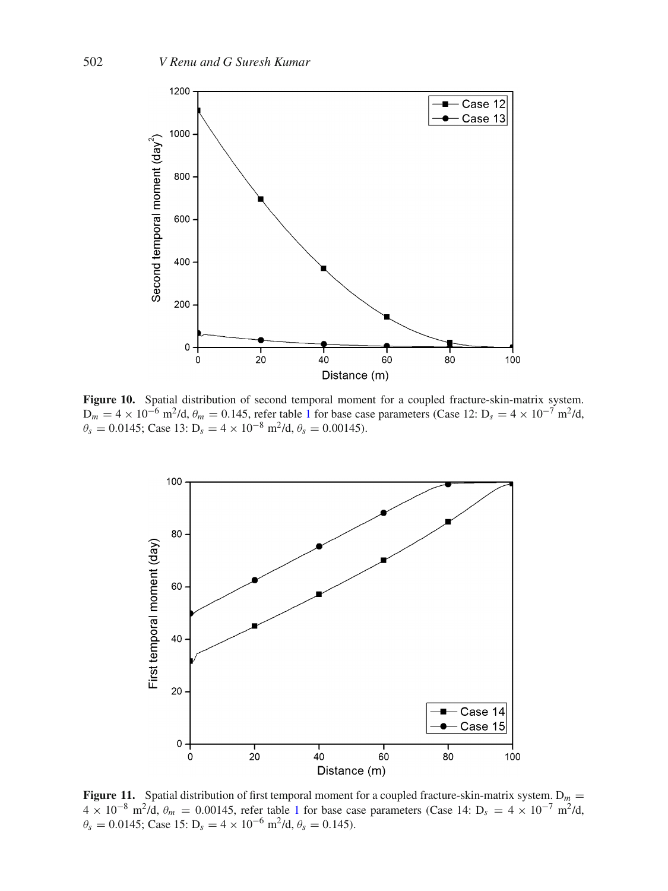**Figure 10.** Spatial distribution of second temporal moment for a coupled fracture-skin-matrix system. $D_m = 4 \times 10^{-6}$ m$^2$/d, $\theta_m = 0.145$, refer table 1 for base case parameters (Case 12: $D_s = 4 \times 10^{-7}$ m$^2$/d, $\theta_s = 0.0145$; Case 13: $D_s = 4 \times 10^{-8}$ m$^2$/d, $\theta_s = 0.00145$).

**Figure 11.** Spatial distribution of first temporal moment for a coupled fracture-skin-matrix system. $D_m = 4 \times 10^{-8}$ m$^2$/d, $\theta_m = 0.00145$, refer table 1 for base case parameters (Case 14: $D_s = 4 \times 10^{-7}$ m$^2$/d, $\theta_s = 0.0145$; Case 15: $D_s = 4 \times 10^{-6}$ m$^2$/d, $\theta_s = 0.145$).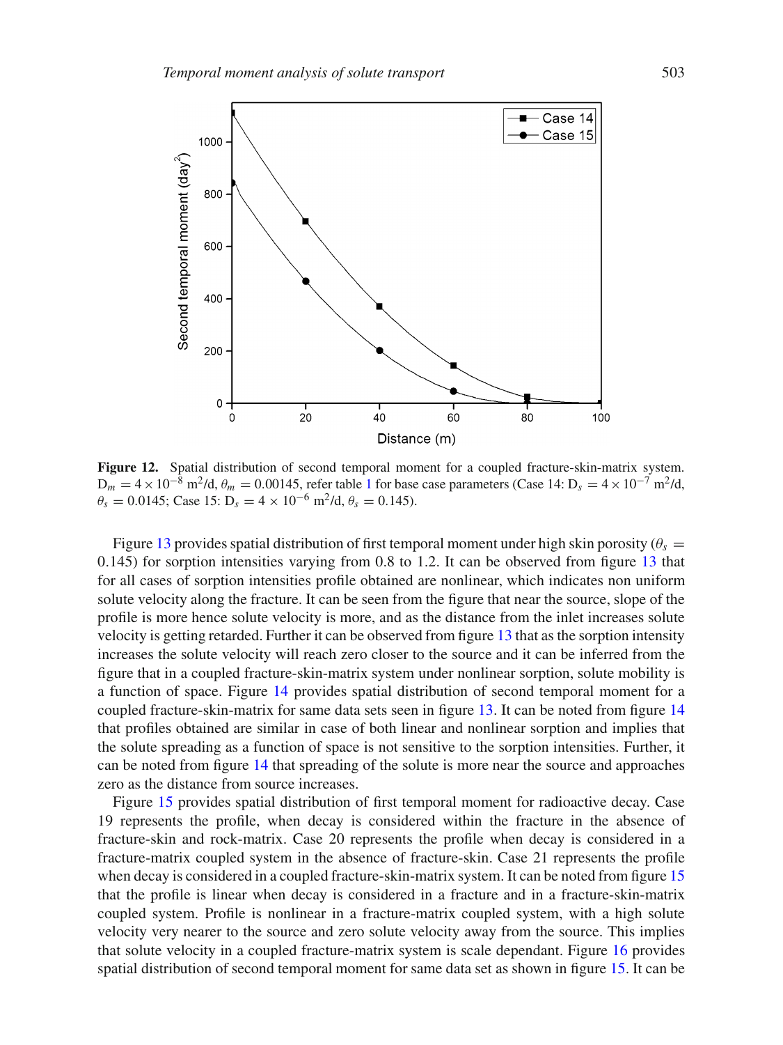**Figure 12.** Spatial distribution of second temporal moment for a coupled fracture-skin-matrix system. $D_m = 4 \times 10^{-8}$ m$^2$/d, $\theta_m = 0.00145$, refer table 1 for base case parameters (Case 14: $D_s = 4 \times 10^{-7}$ m$^2$/d, $\theta_s = 0.0145$; Case 15: $D_s = 4 \times 10^{-6}$ m$^2$/d, $\theta_s = 0.145$).

Figure 13 provides spatial distribution of first temporal moment under high skin porosity ($\theta_s = 0.145$) for sorption intensities varying from 0.8 to 1.2. It can be observed from figure 13 that for all cases of sorption intensities profile obtained are nonlinear, which indicates non uniform solute velocity along the fracture. It can be seen from the figure that near the source, slope of the profile is more hence solute velocity is more, and as the distance from the inlet increases solute velocity is getting retarded. Further it can be observed from figure 13 that as the sorption intensity increases the solute velocity will reach zero closer to the source and it can be inferred from the figure that in a coupled fracture-skin-matrix system under nonlinear sorption, solute mobility is a function of space. Figure 14 provides spatial distribution of second temporal moment for a coupled fracture-skin-matrix for same data sets seen in figure 13. It can be noted from figure 14 that profiles obtained are similar in case of both linear and nonlinear sorption and implies that the solute spreading as a function of space is not sensitive to the sorption intensities. Further, it can be noted from figure 14 that spreading of the solute is more near the source and approaches zero as the distance from source increases.

Figure 15 provides spatial distribution of first temporal moment for radioactive decay. Case 19 represents the profile, when decay is considered within the fracture in the absence of fracture-skin and rock-matrix. Case 20 represents the profile when decay is considered in a fracture-matrix coupled system in the absence of fracture-skin. Case 21 represents the profile when decay is considered in a coupled fracture-skin-matrix system. It can be noted from figure 15 that the profile is linear when decay is considered in a fracture and in a fracture-skin-matrix coupled system. Profile is nonlinear in a fracture-matrix coupled system, with a high solute velocity very nearer to the source and zero solute velocity away from the source. This implies that solute velocity in a coupled fracture-matrix system is scale dependant. Figure 16 provides spatial distribution of second temporal moment for same data set as shown in figure 15. It can be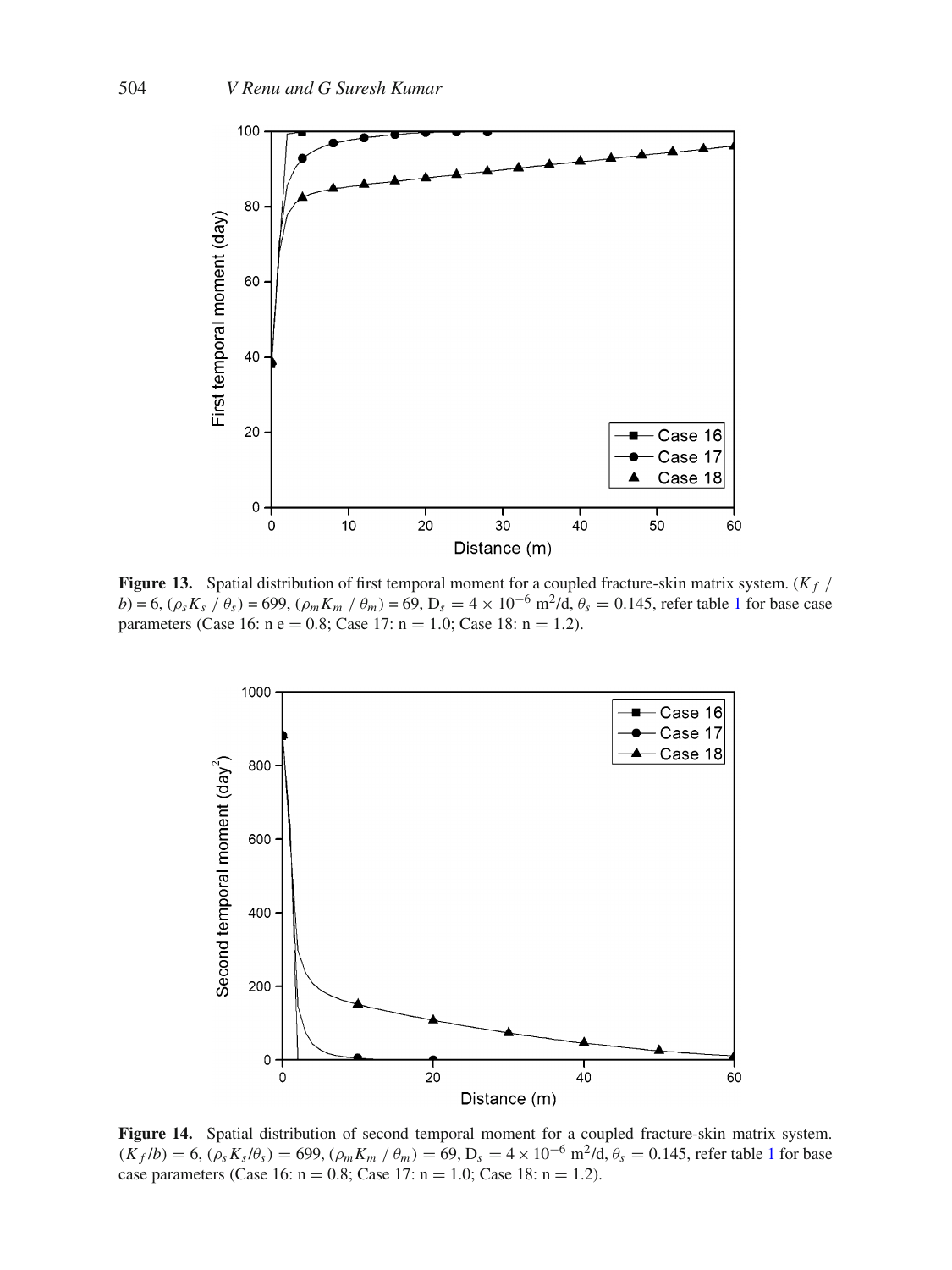**Figure 13.** Spatial distribution of first temporal moment for a coupled fracture-skin matrix system. $(K_f / b) = 6$, $(\rho_s K_s / \theta_s) = 699$, $(\rho_m K_m / \theta_m) = 69$, $D_s = 4 \times 10^{-6}$ m$^2$/d, $\theta_s = 0.145$, refer table 1 for base case parameters (Case 16: n e = 0.8; Case 17: n = 1.0; Case 18: n = 1.2).

**Figure 14.** Spatial distribution of second temporal moment for a coupled fracture-skin matrix system. $(K_f /b) = 6$, $(\rho_s K_s/\theta_s) = 699$, $(\rho_m K_m / \theta_m) = 69$, $D_s = 4 \times 10^{-6}$ m$^2$/d, $\theta_s = 0.145$, refer table 1 for base case parameters (Case 16: n = 0.8; Case 17: n = 1.0; Case 18: n = 1.2).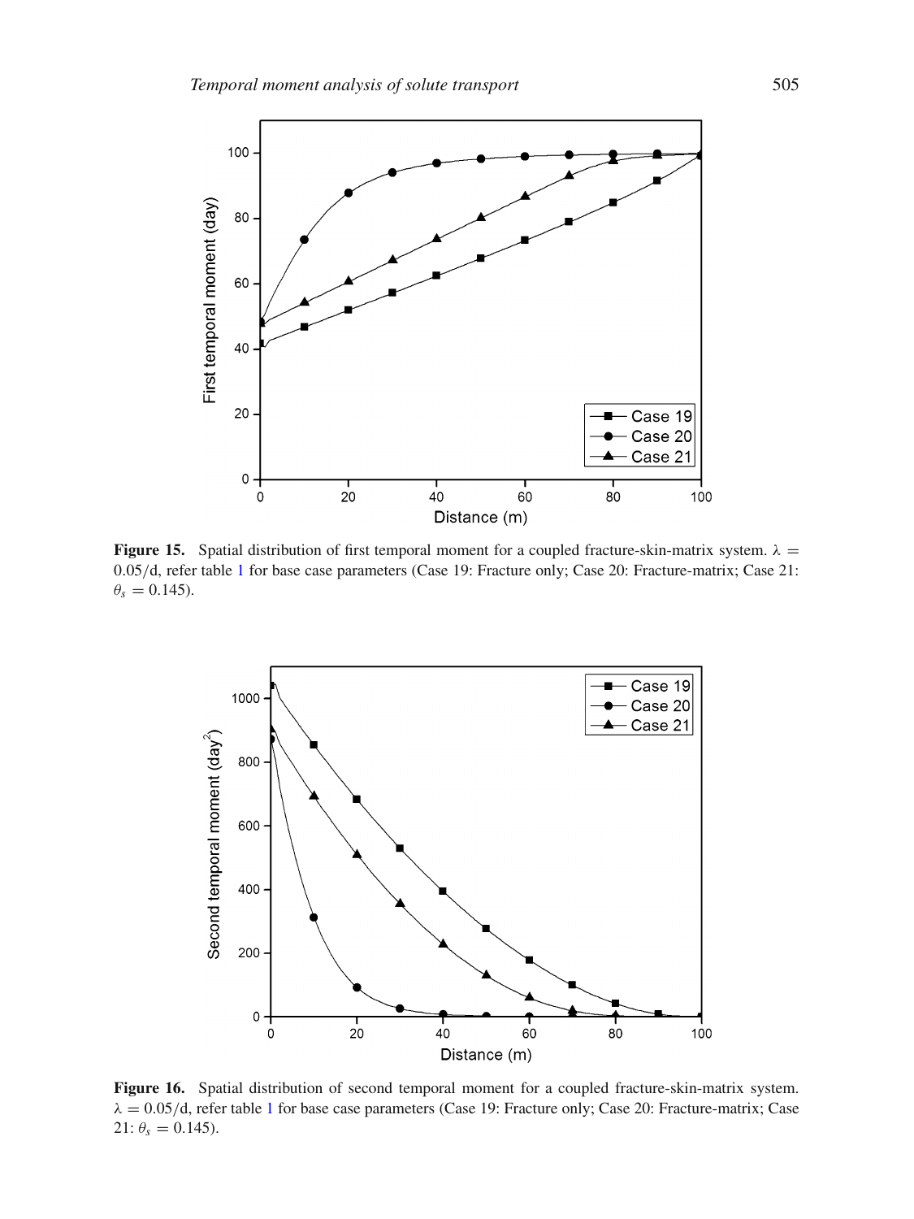**Figure 15.** Spatial distribution of first temporal moment for a coupled fracture-skin-matrix system. $\lambda = 0.05/\text{d}$, refer table 1 for base case parameters (Case 19: Fracture only; Case 20: Fracture-matrix; Case 21: $\theta_s = 0.145$).

**Figure 16.** Spatial distribution of second temporal moment for a coupled fracture-skin-matrix system. $\lambda = 0.05/\text{d}$, refer table 1 for base case parameters (Case 19: Fracture only; Case 20: Fracture-matrix; Case 21: $\theta_s = 0.145$).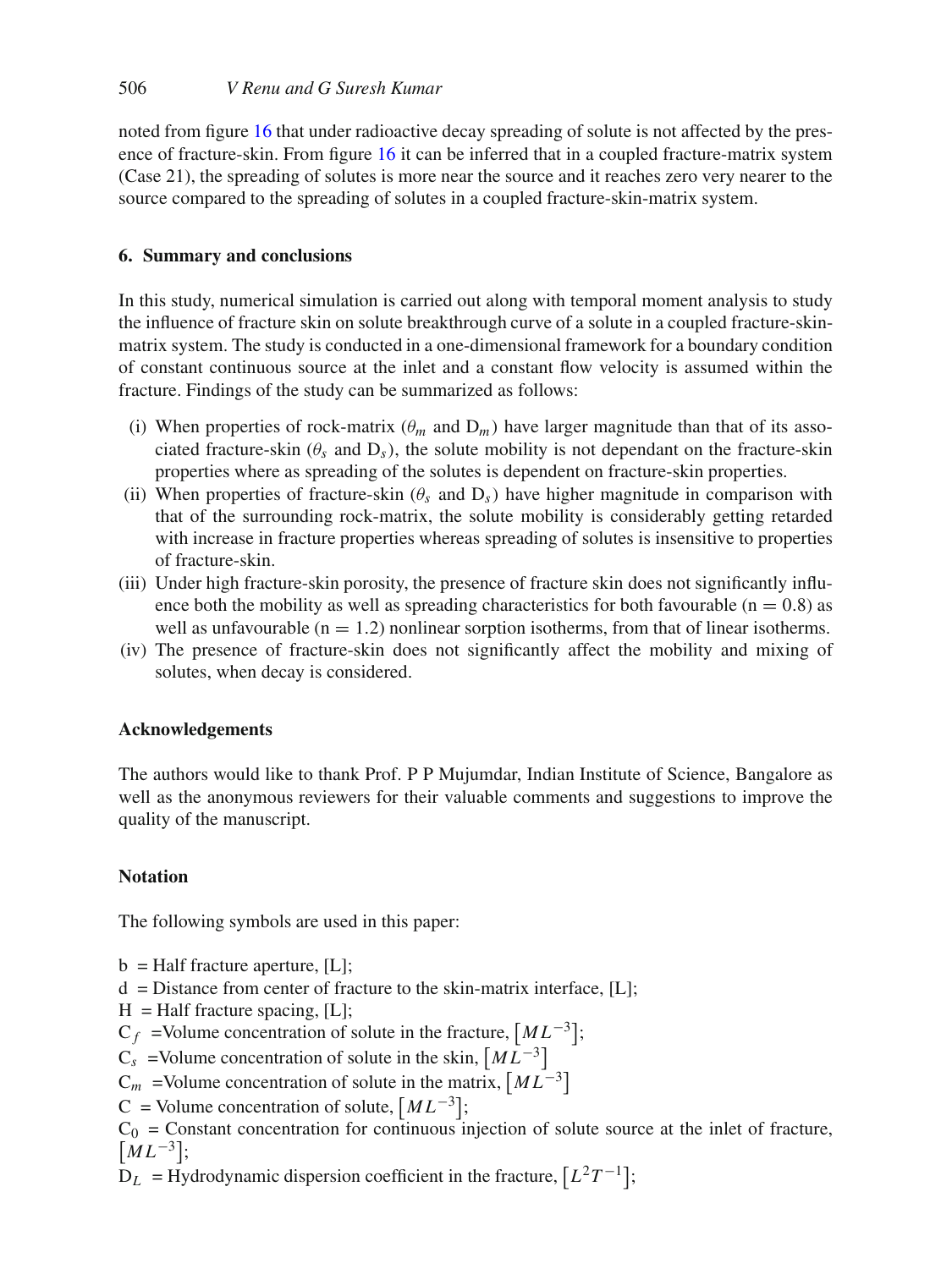noted from figure 16 that under radioactive decay spreading of solute is not affected by the presence of fracture-skin. From figure 16 it can be inferred that in a coupled fracture-matrix system (Case 21), the spreading of solutes is more near the source and it reaches zero very nearer to the source compared to the spreading of solutes in a coupled fracture-skin-matrix system.

## 6. Summary and conclusions

In this study, numerical simulation is carried out along with temporal moment analysis to study the influence of fracture skin on solute breakthrough curve of a solute in a coupled fracture-skin-matrix system. The study is conducted in a one-dimensional framework for a boundary condition of constant continuous source at the inlet and a constant flow velocity is assumed within the fracture. Findings of the study can be summarized as follows:

(i) When properties of rock-matrix ($\theta_m$ and $D_m$) have larger magnitude than that of its associated fracture-skin ($\theta_s$ and $D_s$), the solute mobility is not dependant on the fracture-skin properties where as spreading of the solutes is dependent on fracture-skin properties.

(ii) When properties of fracture-skin ($\theta_s$ and $D_s$) have higher magnitude in comparison with that of the surrounding rock-matrix, the solute mobility is considerably getting retarded with increase in fracture properties whereas spreading of solutes is insensitive to properties of fracture-skin.

(iii) Under high fracture-skin porosity, the presence of fracture skin does not significantly influence both the mobility as well as spreading characteristics for both favourable ($n = 0.8$) as well as unfavourable ($n = 1.2$) nonlinear sorption isotherms, from that of linear isotherms.

(iv) The presence of fracture-skin does not significantly affect the mobility and mixing of solutes, when decay is considered.

### Acknowledgements

The authors would like to thank Prof. P P Mujumdar, Indian Institute of Science, Bangalore as well as the anonymous reviewers for their valuable comments and suggestions to improve the quality of the manuscript.

### Notation

The following symbols are used in this paper:

b = Half fracture aperture, [L];
d = Distance from center of fracture to the skin-matrix interface, [L];
H = Half fracture spacing, [L];
$C_f$ = Volume concentration of solute in the fracture, $[ML^{-3}]$;
$C_s$ = Volume concentration of solute in the skin, $[ML^{-3}]$
$C_m$ = Volume concentration of solute in the matrix, $[ML^{-3}]$
C = Volume concentration of solute, $[ML^{-3}]$;
$C_0$ = Constant concentration for continuous injection of solute source at the inlet of fracture, $[ML^{-3}]$;
$D_L$ = Hydrodynamic dispersion coefficient in the fracture, $[L^2T^{-1}]$;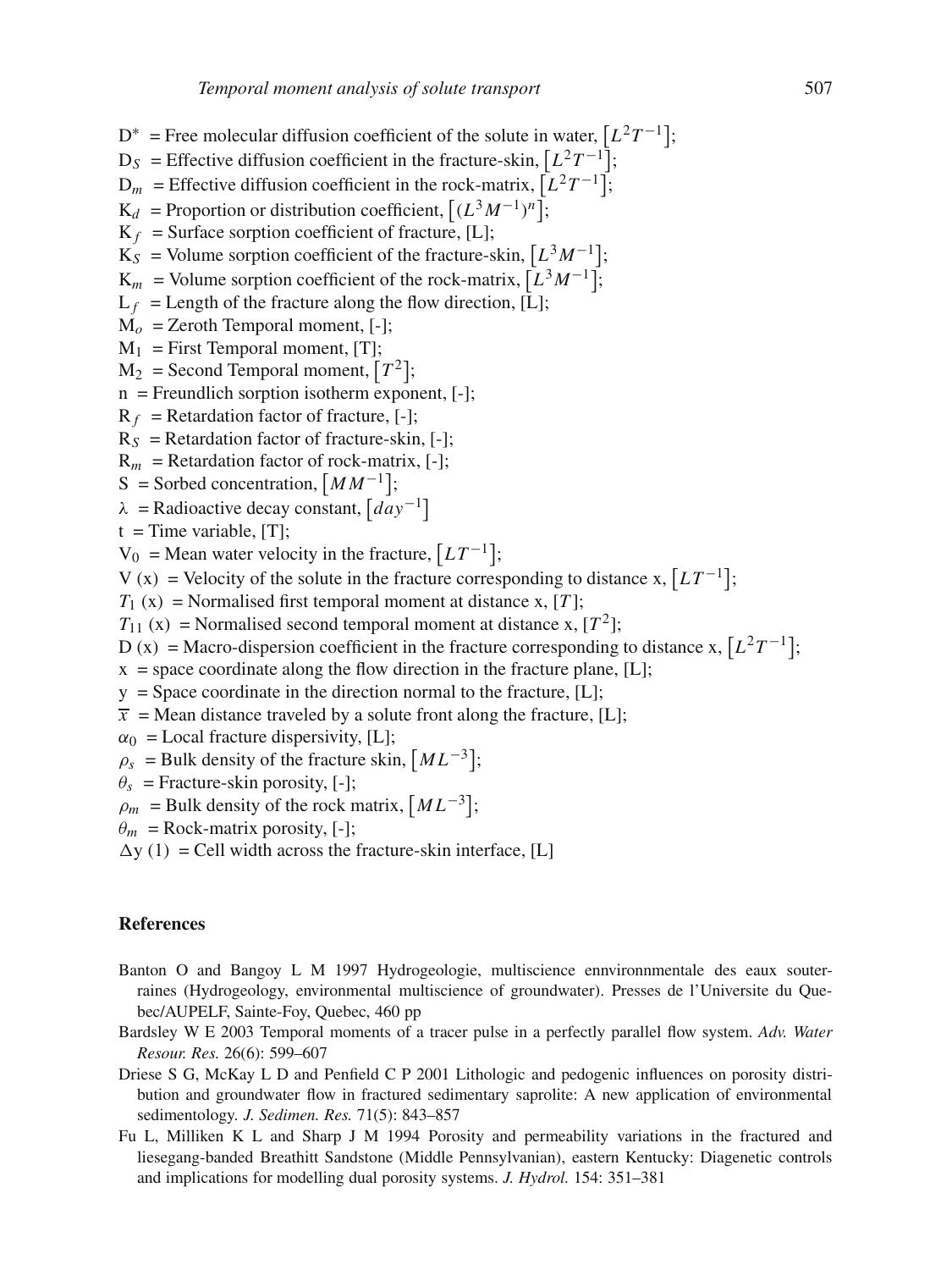$D^*$ = Free molecular diffusion coefficient of the solute in water, $\left[L^2T^{-1}\right]$;
$D_S$ = Effective diffusion coefficient in the fracture-skin, $\left[L^2T^{-1}\right]$;
$D_m$ = Effective diffusion coefficient in the rock-matrix, $\left[L^2T^{-1}\right]$;
$K_d$ = Proportion or distribution coefficient, $\left[(L^3M^{-1})^n\right]$;
$K_f$ = Surface sorption coefficient of fracture, [L];
$K_S$ = Volume sorption coefficient of the fracture-skin, $\left[L^3M^{-1}\right]$;
$K_m$ = Volume sorption coefficient of the rock-matrix, $\left[L^3M^{-1}\right]$;
$L_f$ = Length of the fracture along the flow direction, [L];
$M_o$ = Zeroth Temporal moment, [-];
$M_1$ = First Temporal moment, [T];
$M_2$ = Second Temporal moment, $\left[T^2\right]$;
n = Freundlich sorption isotherm exponent, [-];
$R_f$ = Retardation factor of fracture, [-];
$R_S$ = Retardation factor of fracture-skin, [-];
$R_m$ = Retardation factor of rock-matrix, [-];
S = Sorbed concentration, $\left[MM^{-1}\right]$;
$\lambda$ = Radioactive decay constant, $\left[day^{-1}\right]$
t = Time variable, [T];
$V_0$ = Mean water velocity in the fracture, $\left[LT^{-1}\right]$;
V (x) = Velocity of the solute in the fracture corresponding to distance x, $\left[LT^{-1}\right]$;
$T_1$ (x) = Normalised first temporal moment at distance x, $[T]$;
$T_{11}$ (x) = Normalised second temporal moment at distance x, $[T^2]$;
D (x) = Macro-dispersion coefficient in the fracture corresponding to distance x, $\left[L^2T^{-1}\right]$;
x = space coordinate along the flow direction in the fracture plane, [L];
y = Space coordinate in the direction normal to the fracture, [L];
$\overline{x}$ = Mean distance traveled by a solute front along the fracture, [L];
$\alpha_0$ = Local fracture dispersivity, [L];
$\rho_s$ = Bulk density of the fracture skin, $\left[ML^{-3}\right]$;
$\theta_s$ = Fracture-skin porosity, [-];
$\rho_m$ = Bulk density of the rock matrix, $\left[ML^{-3}\right]$;
$\theta_m$ = Rock-matrix porosity, [-];
$\Delta$y (1) = Cell width across the fracture-skin interface, [L]

## References

Banton O and Bangoy L M 1997 Hydrogeologie, multiscience ennvironnmentale des eaux souterraines (Hydrogeology, environmental multiscience of groundwater). Presses de l'Universite du Quebec/AUPELF, Sainte-Foy, Quebec, 460 pp

Bardsley W E 2003 Temporal moments of a tracer pulse in a perfectly parallel flow system. *Adv. Water Resour. Res.* 26(6): 599–607

Driese S G, McKay L D and Penfield C P 2001 Lithologic and pedogenic influences on porosity distribution and groundwater flow in fractured sedimentary saprolite: A new application of environmental sedimentology. *J. Sedimen. Res.* 71(5): 843–857

Fu L, Milliken K L and Sharp J M 1994 Porosity and permeability variations in the fractured and liesegang-banded Breathitt Sandstone (Middle Pennsylvanian), eastern Kentucky: Diagenetic controls and implications for modelling dual porosity systems. *J. Hydrol.* 154: 351–381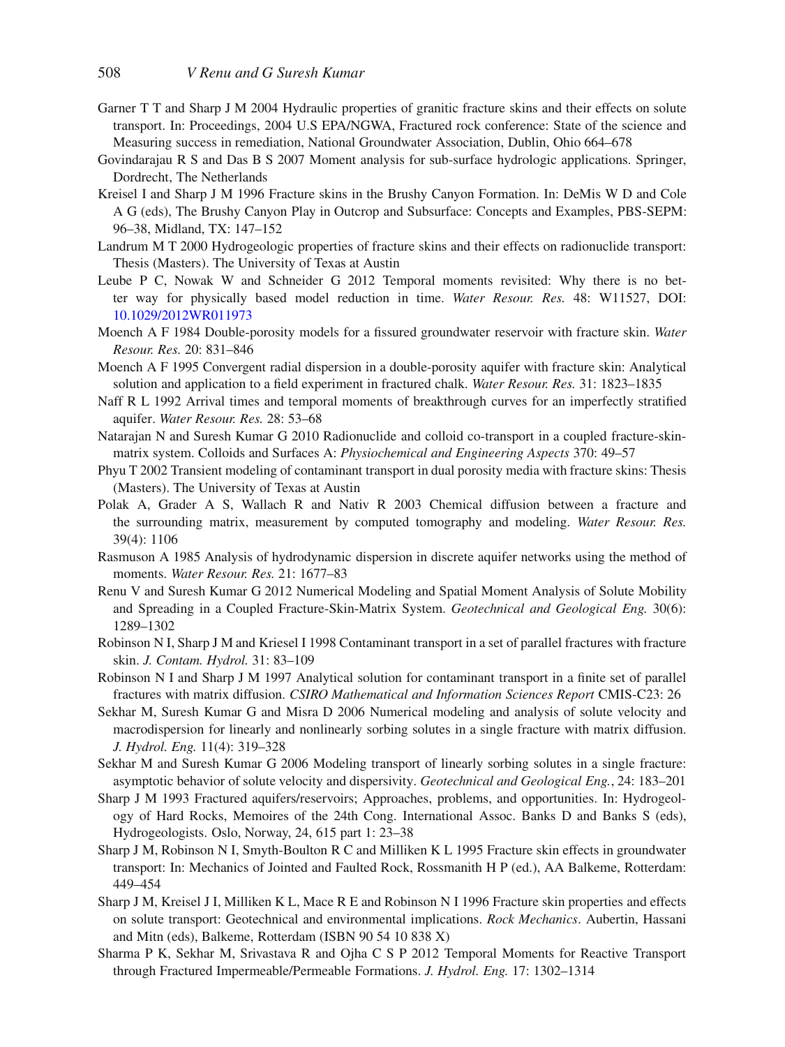Garner T T and Sharp J M 2004 Hydraulic properties of granitic fracture skins and their effects on solute transport. In: Proceedings, 2004 U.S EPA/NGWA, Fractured rock conference: State of the science and Measuring success in remediation, National Groundwater Association, Dublin, Ohio 664–678

Govindarajau R S and Das B S 2007 Moment analysis for sub-surface hydrologic applications. Springer, Dordrecht, The Netherlands

Kreisel I and Sharp J M 1996 Fracture skins in the Brushy Canyon Formation. In: DeMis W D and Cole A G (eds), The Brushy Canyon Play in Outcrop and Subsurface: Concepts and Examples, PBS-SEPM: 96–38, Midland, TX: 147–152

Landrum M T 2000 Hydrogeologic properties of fracture skins and their effects on radionuclide transport: Thesis (Masters). The University of Texas at Austin

Leube P C, Nowak W and Schneider G 2012 Temporal moments revisited: Why there is no better way for physically based model reduction in time. *Water Resour. Res.* 48: W11527, DOI: 10.1029/2012WR011973

Moench A F 1984 Double-porosity models for a fissured groundwater reservoir with fracture skin. *Water Resour. Res.* 20: 831–846

Moench A F 1995 Convergent radial dispersion in a double-porosity aquifer with fracture skin: Analytical solution and application to a field experiment in fractured chalk. *Water Resour. Res.* 31: 1823–1835

Naff R L 1992 Arrival times and temporal moments of breakthrough curves for an imperfectly stratified aquifer. *Water Resour. Res.* 28: 53–68

Natarajan N and Suresh Kumar G 2010 Radionuclide and colloid co-transport in a coupled fracture-skin-matrix system. Colloids and Surfaces A: *Physiochemical and Engineering Aspects* 370: 49–57

Phyu T 2002 Transient modeling of contaminant transport in dual porosity media with fracture skins: Thesis (Masters). The University of Texas at Austin

Polak A, Grader A S, Wallach R and Nativ R 2003 Chemical diffusion between a fracture and the surrounding matrix, measurement by computed tomography and modeling. *Water Resour. Res.* 39(4): 1106

Rasmuson A 1985 Analysis of hydrodynamic dispersion in discrete aquifer networks using the method of moments. *Water Resour. Res.* 21: 1677–83

Renu V and Suresh Kumar G 2012 Numerical Modeling and Spatial Moment Analysis of Solute Mobility and Spreading in a Coupled Fracture-Skin-Matrix System. *Geotechnical and Geological Eng.* 30(6): 1289–1302

Robinson N I, Sharp J M and Kriesel I 1998 Contaminant transport in a set of parallel fractures with fracture skin. *J. Contam. Hydrol.* 31: 83–109

Robinson N I and Sharp J M 1997 Analytical solution for contaminant transport in a finite set of parallel fractures with matrix diffusion. *CSIRO Mathematical and Information Sciences Report* CMIS-C23: 26

Sekhar M, Suresh Kumar G and Misra D 2006 Numerical modeling and analysis of solute velocity and macrodispersion for linearly and nonlinearly sorbing solutes in a single fracture with matrix diffusion. *J. Hydrol. Eng.* 11(4): 319–328

Sekhar M and Suresh Kumar G 2006 Modeling transport of linearly sorbing solutes in a single fracture: asymptotic behavior of solute velocity and dispersivity. *Geotechnical and Geological Eng.*, 24: 183–201

Sharp J M 1993 Fractured aquifers/reservoirs; Approaches, problems, and opportunities. In: Hydrogeology of Hard Rocks, Memoires of the 24th Cong. International Assoc. Banks D and Banks S (eds), Hydrogeologists. Oslo, Norway, 24, 615 part 1: 23–38

Sharp J M, Robinson N I, Smyth-Boulton R C and Milliken K L 1995 Fracture skin effects in groundwater transport: In: Mechanics of Jointed and Faulted Rock, Rossmanith H P (ed.), AA Balkeme, Rotterdam: 449–454

Sharp J M, Kreisel J I, Milliken K L, Mace R E and Robinson N I 1996 Fracture skin properties and effects on solute transport: Geotechnical and environmental implications. *Rock Mechanics*. Aubertin, Hassani and Mitn (eds), Balkeme, Rotterdam (ISBN 90 54 10 838 X)

Sharma P K, Sekhar M, Srivastava R and Ojha C S P 2012 Temporal Moments for Reactive Transport through Fractured Impermeable/Permeable Formations. *J. Hydrol. Eng.* 17: 1302–1314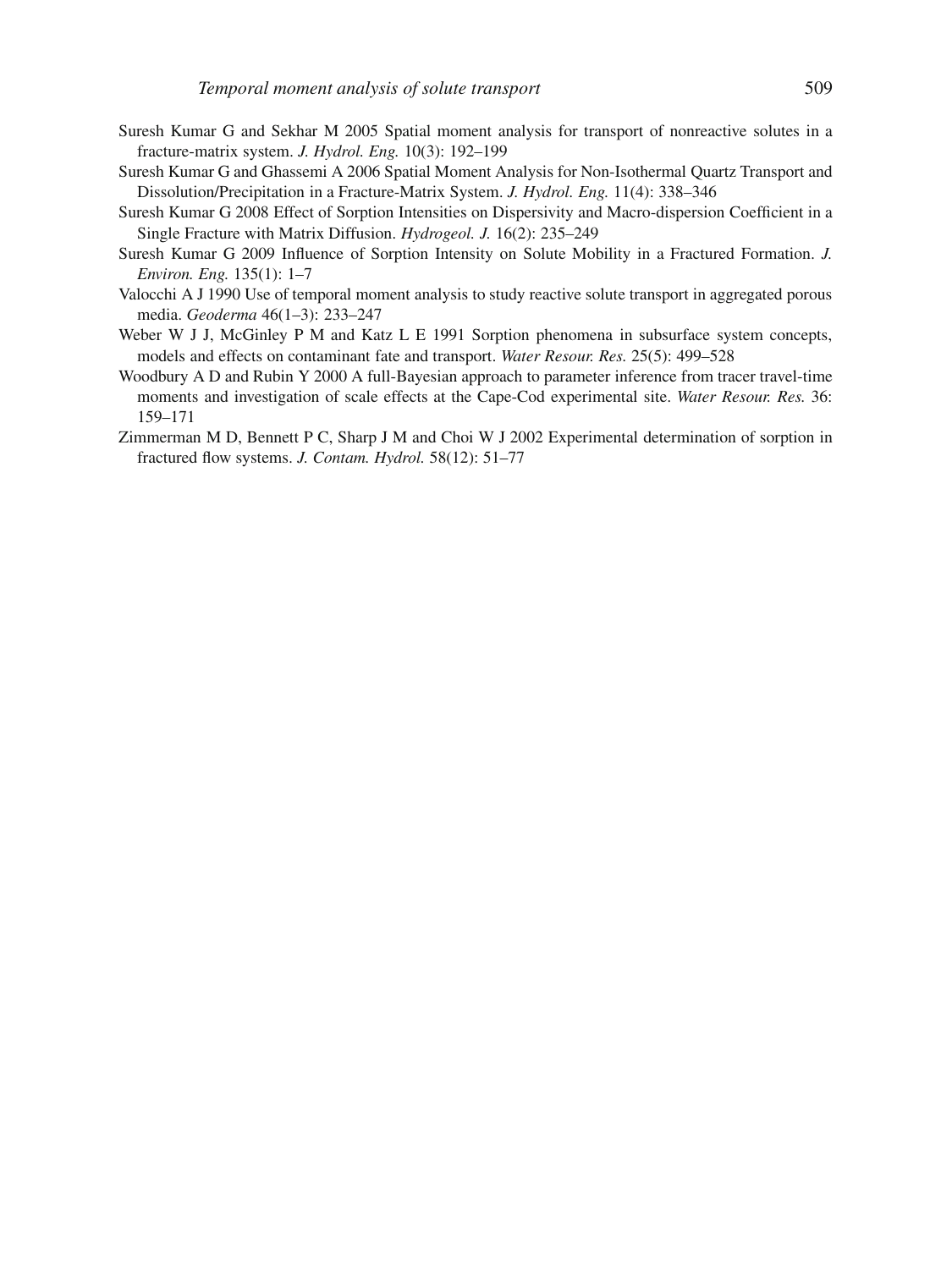Suresh Kumar G and Sekhar M 2005 Spatial moment analysis for transport of nonreactive solutes in a fracture-matrix system. *J. Hydrol. Eng.* 10(3): 192–199

Suresh Kumar G and Ghassemi A 2006 Spatial Moment Analysis for Non-Isothermal Quartz Transport and Dissolution/Precipitation in a Fracture-Matrix System. *J. Hydrol. Eng.* 11(4): 338–346

Suresh Kumar G 2008 Effect of Sorption Intensities on Dispersivity and Macro-dispersion Coefficient in a Single Fracture with Matrix Diffusion. *Hydrogeol. J.* 16(2): 235–249

Suresh Kumar G 2009 Influence of Sorption Intensity on Solute Mobility in a Fractured Formation. *J. Environ. Eng.* 135(1): 1–7

Valocchi A J 1990 Use of temporal moment analysis to study reactive solute transport in aggregated porous media. *Geoderma* 46(1–3): 233–247

Weber W J J, McGinley P M and Katz L E 1991 Sorption phenomena in subsurface system concepts, models and effects on contaminant fate and transport. *Water Resour. Res.* 25(5): 499–528

Woodbury A D and Rubin Y 2000 A full-Bayesian approach to parameter inference from tracer travel-time moments and investigation of scale effects at the Cape-Cod experimental site. *Water Resour. Res.* 36: 159–171

Zimmerman M D, Bennett P C, Sharp J M and Choi W J 2002 Experimental determination of sorption in fractured flow systems. *J. Contam. Hydrol.* 58(12): 51–77